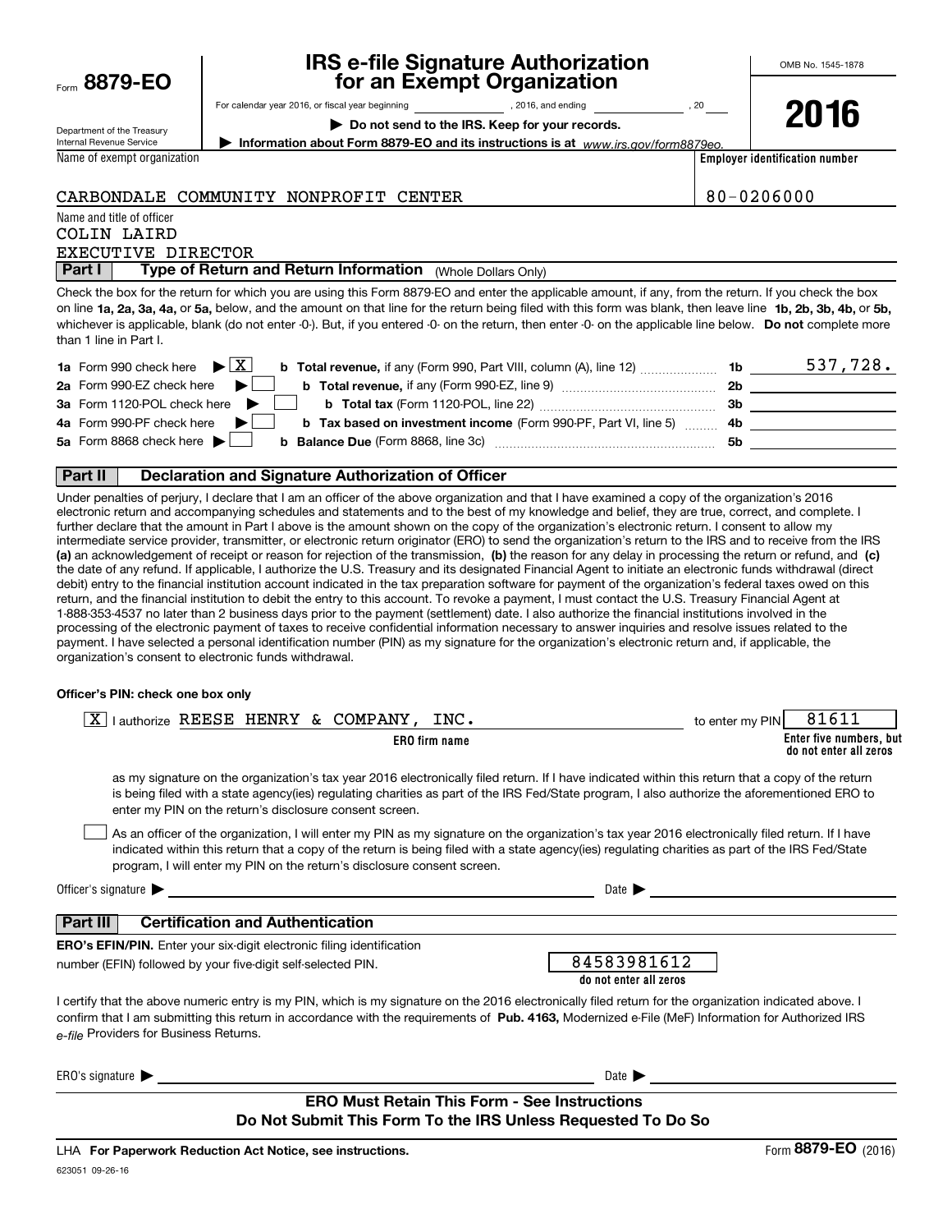Form **8879-EO**

Department of the Treasury
Internal Revenue Service

# IRS e-file Signature Authorization for an Exempt Organization

For calendar year 2016, or fiscal year beginning ______________ , 2016, and ending ______________ , 20____

▶ **Do not send to the IRS. Keep for your records.**

▶ **Information about Form 8879-EO and its instructions is at** *www.irs.gov/form8879eo.*

OMB No. 1545-1878

**2016**

| Name of exempt organization | Employer identification number |
|---|---|
| CARBONDALE COMMUNITY NONPROFIT CENTER | 80-0206000 |

Name and title of officer
COLIN LAIRD
EXECUTIVE DIRECTOR

**Part I** **Type of Return and Return Information** (Whole Dollars Only)

Check the box for the return for which you are using this Form 8879-EO and enter the applicable amount, if any, from the return. If you check the box on line **1a, 2a, 3a, 4a,** or **5a,** below, and the amount on that line for the return being filed with this form was blank, then leave line **1b, 2b, 3b, 4b,** or **5b,** whichever is applicable, blank (do not enter -0-). But, if you entered -0- on the return, then enter -0- on the applicable line below. **Do not** complete more than 1 line in Part I.

| | | | |
|---|---|---|---|
| **1a** Form 990 check here ▶ [X] | **b Total revenue,** if any (Form 990, Part VIII, column (A), line 12) | 1b | 537,728. |
| **2a** Form 990-EZ check here ▶ [ ] | **b Total revenue,** if any (Form 990-EZ, line 9) | 2b | |
| **3a** Form 1120-POL check here ▶ [ ] | **b Total tax** (Form 1120-POL, line 22) | 3b | |
| **4a** Form 990-PF check here ▶ [ ] | **b Tax based on investment income** (Form 990-PF, Part VI, line 5) | 4b | |
| **5a** Form 8868 check here ▶ [ ] | **b Balance Due** (Form 8868, line 3c) | 5b | |

**Part II** **Declaration and Signature Authorization of Officer**

Under penalties of perjury, I declare that I am an officer of the above organization and that I have examined a copy of the organization's 2016 electronic return and accompanying schedules and statements and to the best of my knowledge and belief, they are true, correct, and complete. I further declare that the amount in Part I above is the amount shown on the copy of the organization's electronic return. I consent to allow my intermediate service provider, transmitter, or electronic return originator (ERO) to send the organization's return to the IRS and to receive from the IRS **(a)** an acknowledgement of receipt or reason for rejection of the transmission, **(b)** the reason for any delay in processing the return or refund, and **(c)** the date of any refund. If applicable, I authorize the U.S. Treasury and its designated Financial Agent to initiate an electronic funds withdrawal (direct debit) entry to the financial institution account indicated in the tax preparation software for payment of the organization's federal taxes owed on this return, and the financial institution to debit the entry to this account. To revoke a payment, I must contact the U.S. Treasury Financial Agent at 1-888-353-4537 no later than 2 business days prior to the payment (settlement) date. I also authorize the financial institutions involved in the processing of the electronic payment of taxes to receive confidential information necessary to answer inquiries and resolve issues related to the payment. I have selected a personal identification number (PIN) as my signature for the organization's electronic return and, if applicable, the organization's consent to electronic funds withdrawal.

**Officer's PIN: check one box only**

[X] I authorize REESE HENRY & COMPANY, INC. to enter my PIN 81611

**ERO firm name** — **Enter five numbers, but do not enter all zeros**

as my signature on the organization's tax year 2016 electronically filed return. If I have indicated within this return that a copy of the return is being filed with a state agency(ies) regulating charities as part of the IRS Fed/State program, I also authorize the aforementioned ERO to enter my PIN on the return's disclosure consent screen.

[ ] As an officer of the organization, I will enter my PIN as my signature on the organization's tax year 2016 electronically filed return. If I have indicated within this return that a copy of the return is being filed with a state agency(ies) regulating charities as part of the IRS Fed/State program, I will enter my PIN on the return's disclosure consent screen.

Officer's signature ▶ ______________________ Date ▶ ______________

**Part III** **Certification and Authentication**

**ERO's EFIN/PIN.** Enter your six-digit electronic filing identification number (EFIN) followed by your five-digit self-selected PIN. 84583981612

**do not enter all zeros**

I certify that the above numeric entry is my PIN, which is my signature on the 2016 electronically filed return for the organization indicated above. I confirm that I am submitting this return in accordance with the requirements of **Pub. 4163,** Modernized e-File (MeF) Information for Authorized IRS *e-file* Providers for Business Returns.

ERO's signature ▶ ______________________ Date ▶ ______________

**ERO Must Retain This Form - See Instructions**
**Do Not Submit This Form To the IRS Unless Requested To Do So**

LHA **For Paperwork Reduction Act Notice, see instructions.** Form **8879-EO** (2016)

623051 09-26-16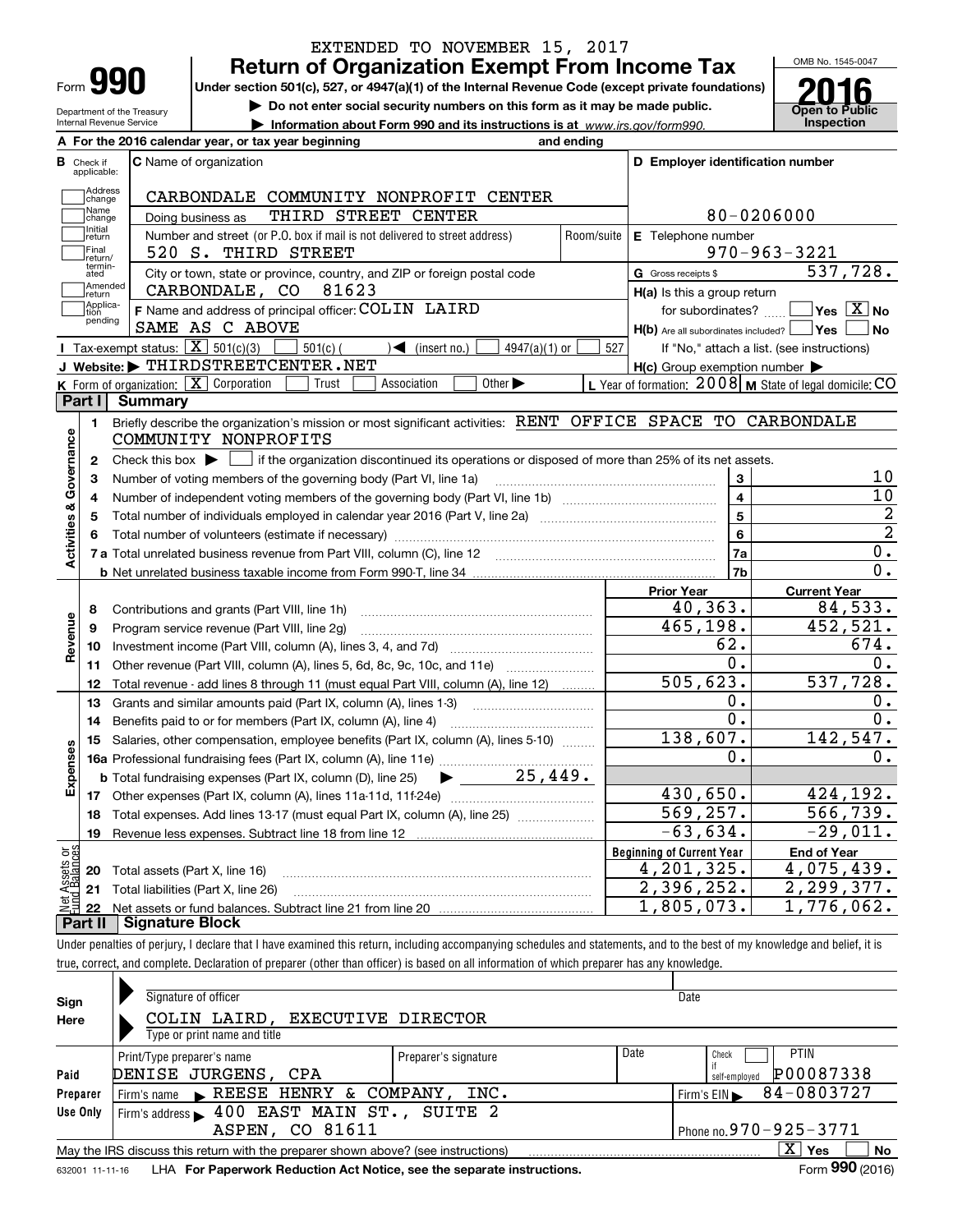EXTENDED TO NOVEMBER 15, 2017

Form **990**

# Return of Organization Exempt From Income Tax

**Under section 501(c), 527, or 4947(a)(1) of the Internal Revenue Code (except private foundations)**

▶ Do not enter social security numbers on this form as it may be made public.

▶ Information about Form 990 and its instructions is at www.irs.gov/form990.

Department of the Treasury
Internal Revenue Service

OMB No. 1545-0047

**2016**

**Open to Public Inspection**

**A** For the 2016 calendar year, or tax year beginning and ending

**B** Check if applicable: Address change / Name change / Initial return / Final return/terminated / Amended return / Application pending

**C** Name of organization: CARBONDALE COMMUNITY NONPROFIT CENTER

Doing business as: THIRD STREET CENTER

Number and street (or P.O. box if mail is not delivered to street address): 520 S. THIRD STREET — Room/suite

City or town, state or province, country, and ZIP or foreign postal code: CARBONDALE, CO 81623

**F** Name and address of principal officer: COLIN LAIRD, SAME AS C ABOVE

**D** Employer identification number: 80-0206000

**E** Telephone number: 970-963-3221

**G** Gross receipts $ 537,728.

**H(a)** Is this a group return for subordinates? ☐ Yes ☒ No

**H(b)** Are all subordinates included? ☐ Yes ☐ No — If "No," attach a list. (see instructions)

**H(c)** Group exemption number ▶

**I** Tax-exempt status: ☒ 501(c)(3) ☐ 501(c) ( ) ◀ (insert no.) ☐ 4947(a)(1) or ☐ 527

**J** Website: ▶ THIRDSTREETCENTER.NET

**K** Form of organization: ☒ Corporation ☐ Trust ☐ Association ☐ Other ▶

**L** Year of formation: 2008 **M** State of legal domicile: CO

## Part I Summary

**Activities & Governance**

1 Briefly describe the organization's mission or most significant activities: RENT OFFICE SPACE TO CARBONDALE COMMUNITY NONPROFITS

2 Check this box ▶ ☐ if the organization discontinued its operations or disposed of more than 25% of its net assets.

| | | | |
|---|---|---|---|
| 3 | Number of voting members of the governing body (Part VI, line 1a) | 3 | 10 |
| 4 | Number of independent voting members of the governing body (Part VI, line 1b) | 4 | 10 |
| 5 | Total number of individuals employed in calendar year 2016 (Part V, line 2a) | 5 | 2 |
| 6 | Total number of volunteers (estimate if necessary) | 6 | 2 |
| 7a | Total unrelated business revenue from Part VIII, column (C), line 12 | 7a | 0. |
| b | Net unrelated business taxable income from Form 990-T, line 34 | 7b | 0. |

| | | | Prior Year | Current Year |
|---|---|---|---|---|
| **Revenue** | 8 | Contributions and grants (Part VIII, line 1h) | 40,363. | 84,533. |
| | 9 | Program service revenue (Part VIII, line 2g) | 465,198. | 452,521. |
| | 10 | Investment income (Part VIII, column (A), lines 3, 4, and 7d) | 62. | 674. |
| | 11 | Other revenue (Part VIII, column (A), lines 5, 6d, 8c, 9c, 10c, and 11e) | 0. | 0. |
| | 12 | Total revenue - add lines 8 through 11 (must equal Part VIII, column (A), line 12) | 505,623. | 537,728. |
| **Expenses** | 13 | Grants and similar amounts paid (Part IX, column (A), lines 1-3) | 0. | 0. |
| | 14 | Benefits paid to or for members (Part IX, column (A), line 4) | 0. | 0. |
| | 15 | Salaries, other compensation, employee benefits (Part IX, column (A), lines 5-10) | 138,607. | 142,547. |
| | 16a | Professional fundraising fees (Part IX, column (A), line 11e) | 0. | 0. |
| | b | Total fundraising expenses (Part IX, column (D), line 25) ▶ 25,449. | | |
| | 17 | Other expenses (Part IX, column (A), lines 11a-11d, 11f-24e) | 430,650. | 424,192. |
| | 18 | Total expenses. Add lines 13-17 (must equal Part IX, column (A), line 25) | 569,257. | 566,739. |
| | 19 | Revenue less expenses. Subtract line 18 from line 12 | -63,634. | -29,011. |

| | | | Beginning of Current Year | End of Year |
|---|---|---|---|---|
| **Net Assets or Fund Balances** | 20 | Total assets (Part X, line 16) | 4,201,325. | 4,075,439. |
| | 21 | Total liabilities (Part X, line 26) | 2,396,252. | 2,299,377. |
| | 22 | Net assets or fund balances. Subtract line 21 from line 20 | 1,805,073. | 1,776,062. |

## Part II Signature Block

Under penalties of perjury, I declare that I have examined this return, including accompanying schedules and statements, and to the best of my knowledge and belief, it is true, correct, and complete. Declaration of preparer (other than officer) is based on all information of which preparer has any knowledge.

**Sign Here**

Signature of officer — Date

COLIN LAIRD, EXECUTIVE DIRECTOR
Type or print name and title

**Paid Preparer Use Only**

| Print/Type preparer's name | Preparer's signature | Date | Check ☐ if self-employed | PTIN |
|---|---|---|---|---|
| DENISE JURGENS, CPA | | | | P00087338 |

Firm's name ▶ REESE HENRY & COMPANY, INC. — Firm's EIN ▶ 84-0803727

Firm's address ▶ 400 EAST MAIN ST., SUITE 2, ASPEN, CO 81611 — Phone no. 970-925-3771

May the IRS discuss this return with the preparer shown above? (see instructions) ☒ Yes ☐ No

632001 11-11-16 LHA **For Paperwork Reduction Act Notice, see the separate instructions.** Form **990** (2016)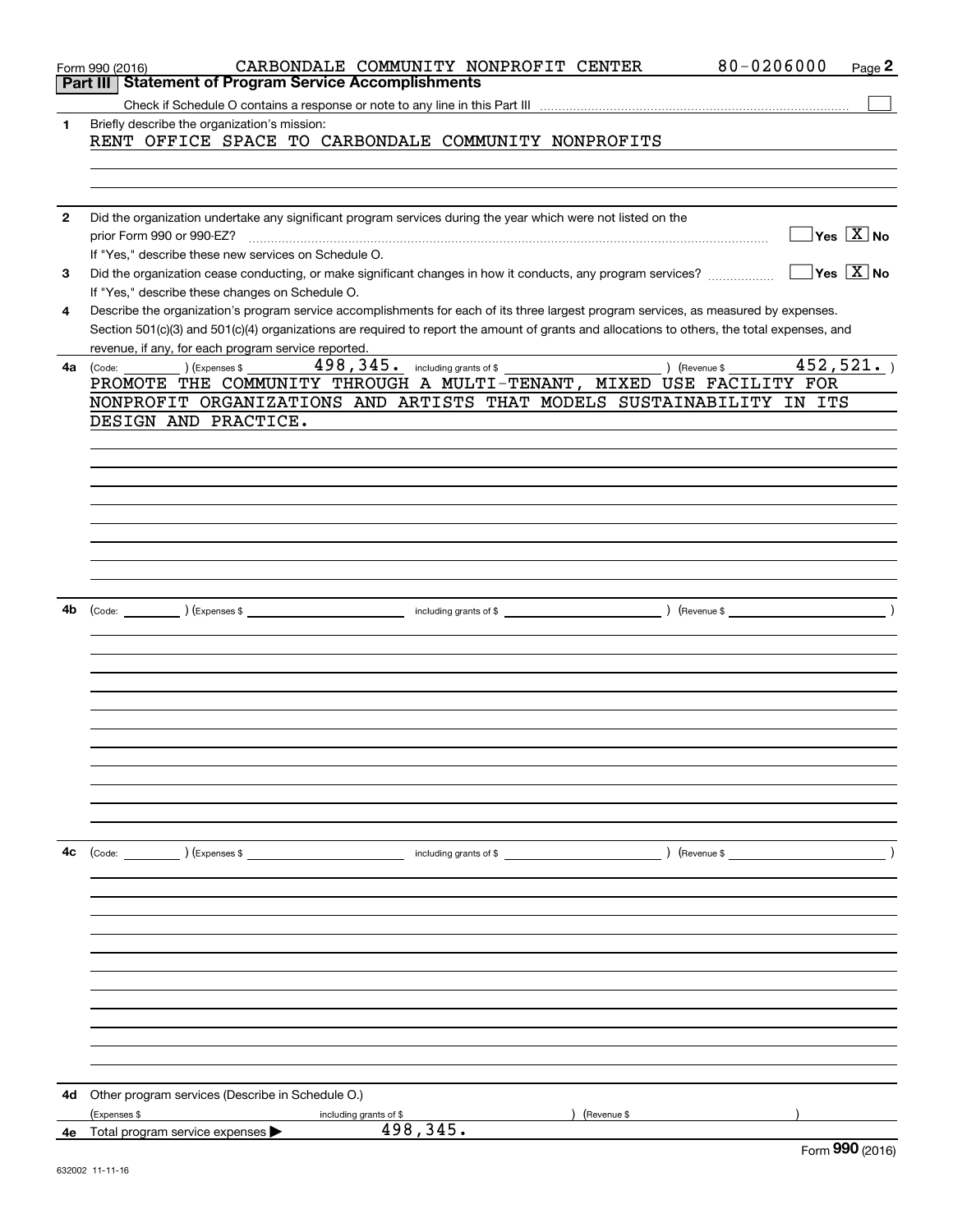Form 990 (2016) CARBONDALE COMMUNITY NONPROFIT CENTER 80-0206000 Page **2**

## Part III Statement of Program Service Accomplishments

Check if Schedule O contains a response or note to any line in this Part III ☐

**1** Briefly describe the organization's mission:

RENT OFFICE SPACE TO CARBONDALE COMMUNITY NONPROFITS

**2** Did the organization undertake any significant program services during the year which were not listed on the prior Form 990 or 990-EZ? ☐ Yes ☒ No

If "Yes," describe these new services on Schedule O.

**3** Did the organization cease conducting, or make significant changes in how it conducts, any program services? ☐ Yes ☒ No

If "Yes," describe these changes on Schedule O.

**4** Describe the organization's program service accomplishments for each of its three largest program services, as measured by expenses. Section 501(c)(3) and 501(c)(4) organizations are required to report the amount of grants and allocations to others, the total expenses, and revenue, if any, for each program service reported.

**4a** (Code: ) (Expenses $ 498,345. including grants of $ ) (Revenue $ 452,521. )

PROMOTE THE COMMUNITY THROUGH A MULTI-TENANT, MIXED USE FACILITY FOR NONPROFIT ORGANIZATIONS AND ARTISTS THAT MODELS SUSTAINABILITY IN ITS DESIGN AND PRACTICE.

**4b** (Code: ) (Expenses $ including grants of $ ) (Revenue $ )

**4c** (Code: ) (Expenses $ including grants of $ ) (Revenue $ )

**4d** Other program services (Describe in Schedule O.)

(Expenses $ including grants of $ ) (Revenue $ )

**4e** Total program service expenses ▶ 498,345.

Form **990** (2016)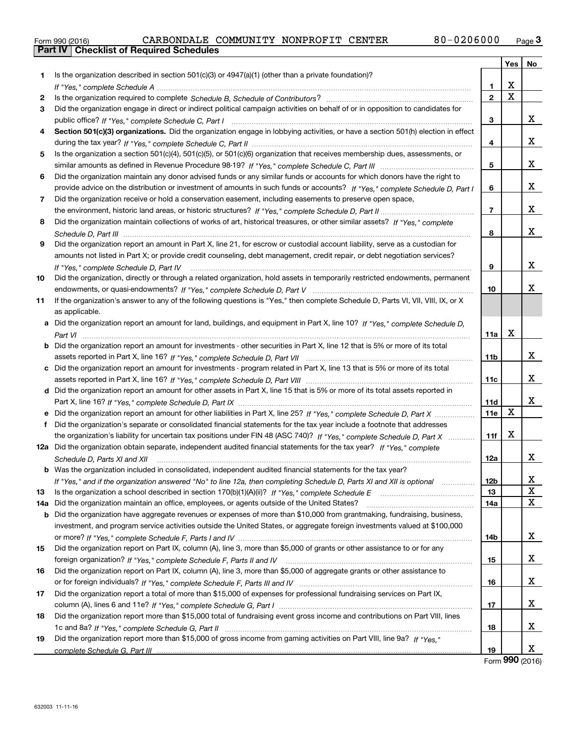Form 990 (2016) CARBONDALE COMMUNITY NONPROFIT CENTER 80-0206000 Page 3

## Part IV Checklist of Required Schedules

| | | | Yes | No |
|---|---|---|---|---|
| 1 | Is the organization described in section 501(c)(3) or 4947(a)(1) (other than a private foundation)? *If "Yes," complete Schedule A* | 1 | X | |
| 2 | Is the organization required to complete *Schedule B, Schedule of Contributors*? | 2 | X | |
| 3 | Did the organization engage in direct or indirect political campaign activities on behalf of or in opposition to candidates for public office? *If "Yes," complete Schedule C, Part I* | 3 | | X |
| 4 | **Section 501(c)(3) organizations.** Did the organization engage in lobbying activities, or have a section 501(h) election in effect during the tax year? *If "Yes," complete Schedule C, Part II* | 4 | | X |
| 5 | Is the organization a section 501(c)(4), 501(c)(5), or 501(c)(6) organization that receives membership dues, assessments, or similar amounts as defined in Revenue Procedure 98-19? *If "Yes," complete Schedule C, Part III* | 5 | | X |
| 6 | Did the organization maintain any donor advised funds or any similar funds or accounts for which donors have the right to provide advice on the distribution or investment of amounts in such funds or accounts? *If "Yes," complete Schedule D, Part I* | 6 | | X |
| 7 | Did the organization receive or hold a conservation easement, including easements to preserve open space, the environment, historic land areas, or historic structures? *If "Yes," complete Schedule D, Part II* | 7 | | X |
| 8 | Did the organization maintain collections of works of art, historical treasures, or other similar assets? *If "Yes," complete Schedule D, Part III* | 8 | | X |
| 9 | Did the organization report an amount in Part X, line 21, for escrow or custodial account liability, serve as a custodian for amounts not listed in Part X; or provide credit counseling, debt management, credit repair, or debt negotiation services? *If "Yes," complete Schedule D, Part IV* | 9 | | X |
| 10 | Did the organization, directly or through a related organization, hold assets in temporarily restricted endowments, permanent endowments, or quasi-endowments? *If "Yes," complete Schedule D, Part V* | 10 | | X |
| 11 | If the organization's answer to any of the following questions is "Yes," then complete Schedule D, Parts VI, VII, VIII, IX, or X as applicable. | | | |
| a | Did the organization report an amount for land, buildings, and equipment in Part X, line 10? *If "Yes," complete Schedule D, Part VI* | 11a | X | |
| b | Did the organization report an amount for investments - other securities in Part X, line 12 that is 5% or more of its total assets reported in Part X, line 16? *If "Yes," complete Schedule D, Part VII* | 11b | | X |
| c | Did the organization report an amount for investments - program related in Part X, line 13 that is 5% or more of its total assets reported in Part X, line 16? *If "Yes," complete Schedule D, Part VIII* | 11c | | X |
| d | Did the organization report an amount for other assets in Part X, line 15 that is 5% or more of its total assets reported in Part X, line 16? *If "Yes," complete Schedule D, Part IX* | 11d | | X |
| e | Did the organization report an amount for other liabilities in Part X, line 25? *If "Yes," complete Schedule D, Part X* | 11e | X | |
| f | Did the organization's separate or consolidated financial statements for the tax year include a footnote that addresses the organization's liability for uncertain tax positions under FIN 48 (ASC 740)? *If "Yes," complete Schedule D, Part X* | 11f | X | |
| 12a | Did the organization obtain separate, independent audited financial statements for the tax year? *If "Yes," complete Schedule D, Parts XI and XII* | 12a | | X |
| b | Was the organization included in consolidated, independent audited financial statements for the tax year? *If "Yes," and if the organization answered "No" to line 12a, then completing Schedule D, Parts XI and XII is optional* | 12b | | X |
| 13 | Is the organization a school described in section 170(b)(1)(A)(ii)? *If "Yes," complete Schedule E* | 13 | | X |
| 14a | Did the organization maintain an office, employees, or agents outside of the United States? | 14a | | X |
| b | Did the organization have aggregate revenues or expenses of more than $10,000 from grantmaking, fundraising, business, investment, and program service activities outside the United States, or aggregate foreign investments valued at $100,000 or more? *If "Yes," complete Schedule F, Parts I and IV* | 14b | | X |
| 15 | Did the organization report on Part IX, column (A), line 3, more than $5,000 of grants or other assistance to or for any foreign organization? *If "Yes," complete Schedule F, Parts II and IV* | 15 | | X |
| 16 | Did the organization report on Part IX, column (A), line 3, more than $5,000 of aggregate grants or other assistance to or for foreign individuals? *If "Yes," complete Schedule F, Parts III and IV* | 16 | | X |
| 17 | Did the organization report a total of more than $15,000 of expenses for professional fundraising services on Part IX, column (A), lines 6 and 11e? *If "Yes," complete Schedule G, Part I* | 17 | | X |
| 18 | Did the organization report more than $15,000 total of fundraising event gross income and contributions on Part VIII, lines 1c and 8a? *If "Yes," complete Schedule G, Part II* | 18 | | X |
| 19 | Did the organization report more than $15,000 of gross income from gaming activities on Part VIII, line 9a? *If "Yes," complete Schedule G, Part III* | 19 | | X |

Form **990** (2016)

632003 11-11-16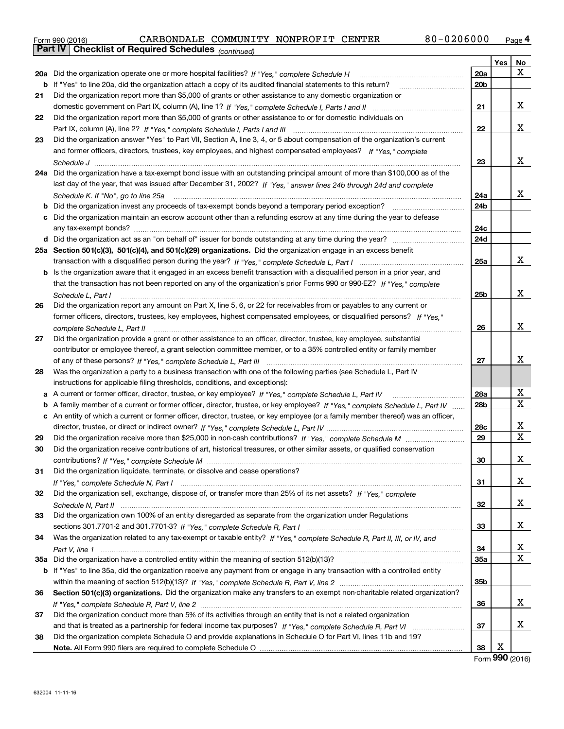Form 990 (2016) CARBONDALE COMMUNITY NONPROFIT CENTER 80-0206000 Page 4

**Part IV | Checklist of Required Schedules** *(continued)*

| | | | Yes | No |
|---|---|---|---|---|
| **20a** | Did the organization operate one or more hospital facilities? *If "Yes," complete Schedule H* | **20a** | | X |
| **b** | If "Yes" to line 20a, did the organization attach a copy of its audited financial statements to this return? | **20b** | | |
| **21** | Did the organization report more than $5,000 of grants or other assistance to any domestic organization or domestic government on Part IX, column (A), line 1? *If "Yes," complete Schedule I, Parts I and II* | **21** | | X |
| **22** | Did the organization report more than $5,000 of grants or other assistance to or for domestic individuals on Part IX, column (A), line 2? *If "Yes," complete Schedule I, Parts I and III* | **22** | | X |
| **23** | Did the organization answer "Yes" to Part VII, Section A, line 3, 4, or 5 about compensation of the organization's current and former officers, directors, trustees, key employees, and highest compensated employees? *If "Yes," complete Schedule J* | **23** | | X |
| **24a** | Did the organization have a tax-exempt bond issue with an outstanding principal amount of more than $100,000 as of the last day of the year, that was issued after December 31, 2002? *If "Yes," answer lines 24b through 24d and complete Schedule K. If "No", go to line 25a* | **24a** | | X |
| **b** | Did the organization invest any proceeds of tax-exempt bonds beyond a temporary period exception? | **24b** | | |
| **c** | Did the organization maintain an escrow account other than a refunding escrow at any time during the year to defease any tax-exempt bonds? | **24c** | | |
| **d** | Did the organization act as an "on behalf of" issuer for bonds outstanding at any time during the year? | **24d** | | |
| **25a** | **Section 501(c)(3), 501(c)(4), and 501(c)(29) organizations.** Did the organization engage in an excess benefit transaction with a disqualified person during the year? *If "Yes," complete Schedule L, Part I* | **25a** | | X |
| **b** | Is the organization aware that it engaged in an excess benefit transaction with a disqualified person in a prior year, and that the transaction has not been reported on any of the organization's prior Forms 990 or 990-EZ? *If "Yes," complete Schedule L, Part I* | **25b** | | X |
| **26** | Did the organization report any amount on Part X, line 5, 6, or 22 for receivables from or payables to any current or former officers, directors, trustees, key employees, highest compensated employees, or disqualified persons? *If "Yes," complete Schedule L, Part II* | **26** | | X |
| **27** | Did the organization provide a grant or other assistance to an officer, director, trustee, key employee, substantial contributor or employee thereof, a grant selection committee member, or to a 35% controlled entity or family member of any of these persons? *If "Yes," complete Schedule L, Part III* | **27** | | X |
| **28** | Was the organization a party to a business transaction with one of the following parties (see Schedule L, Part IV instructions for applicable filing thresholds, conditions, and exceptions): | | | |
| **a** | A current or former officer, director, trustee, or key employee? *If "Yes," complete Schedule L, Part IV* | **28a** | | X |
| **b** | A family member of a current or former officer, director, trustee, or key employee? *If "Yes," complete Schedule L, Part IV* | **28b** | | X |
| **c** | An entity of which a current or former officer, director, trustee, or key employee (or a family member thereof) was an officer, director, trustee, or direct or indirect owner? *If "Yes," complete Schedule L, Part IV* | **28c** | | X |
| **29** | Did the organization receive more than $25,000 in non-cash contributions? *If "Yes," complete Schedule M* | **29** | | X |
| **30** | Did the organization receive contributions of art, historical treasures, or other similar assets, or qualified conservation contributions? *If "Yes," complete Schedule M* | **30** | | X |
| **31** | Did the organization liquidate, terminate, or dissolve and cease operations? *If "Yes," complete Schedule N, Part I* | **31** | | X |
| **32** | Did the organization sell, exchange, dispose of, or transfer more than 25% of its net assets? *If "Yes," complete Schedule N, Part II* | **32** | | X |
| **33** | Did the organization own 100% of an entity disregarded as separate from the organization under Regulations sections 301.7701-2 and 301.7701-3? *If "Yes," complete Schedule R, Part I* | **33** | | X |
| **34** | Was the organization related to any tax-exempt or taxable entity? *If "Yes," complete Schedule R, Part II, III, or IV, and Part V, line 1* | **34** | | X |
| **35a** | Did the organization have a controlled entity within the meaning of section 512(b)(13)? | **35a** | | X |
| **b** | If "Yes" to line 35a, did the organization receive any payment from or engage in any transaction with a controlled entity within the meaning of section 512(b)(13)? *If "Yes," complete Schedule R, Part V, line 2* | **35b** | | |
| **36** | **Section 501(c)(3) organizations.** Did the organization make any transfers to an exempt non-charitable related organization? *If "Yes," complete Schedule R, Part V, line 2* | **36** | | X |
| **37** | Did the organization conduct more than 5% of its activities through an entity that is not a related organization and that is treated as a partnership for federal income tax purposes? *If "Yes," complete Schedule R, Part VI* | **37** | | X |
| **38** | Did the organization complete Schedule O and provide explanations in Schedule O for Part VI, lines 11b and 19? **Note.** All Form 990 filers are required to complete Schedule O | **38** | X | |

Form **990** (2016)

632004 11-11-16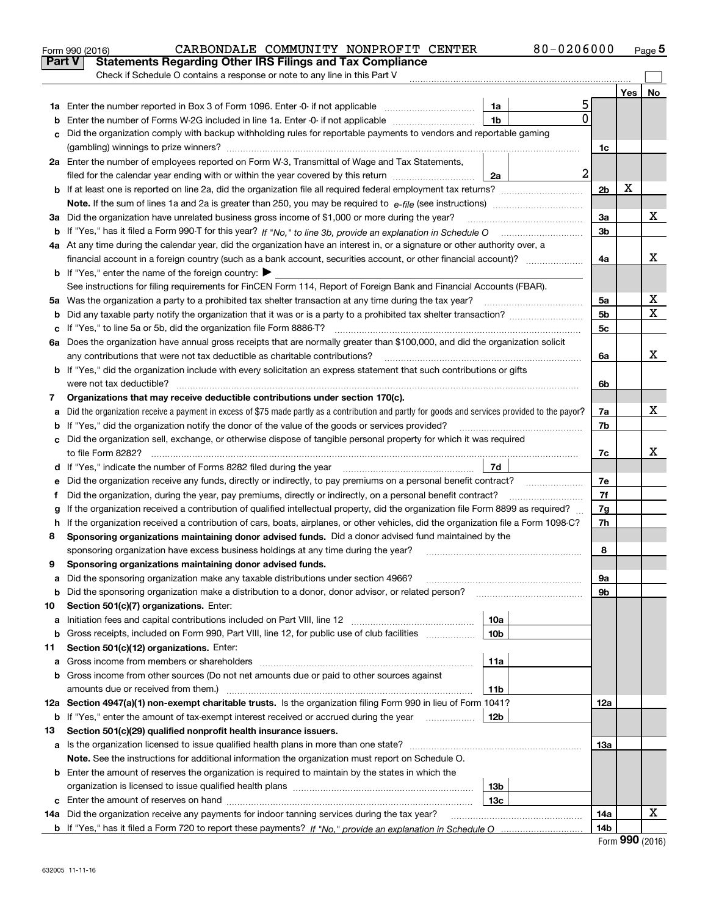Form 990 (2016) CARBONDALE COMMUNITY NONPROFIT CENTER 80-0206000 Page 5

**Part V Statements Regarding Other IRS Filings and Tax Compliance**

Check if Schedule O contains a response or note to any line in this Part V

| | | | | | Yes | No |
|---|---|---|---|---|---|---|
| **1a** | Enter the number reported in Box 3 of Form 1096. Enter -0- if not applicable | 1a | 5 | | | |
| **b** | Enter the number of Forms W-2G included in line 1a. Enter -0- if not applicable | 1b | 0 | | | |
| **c** | Did the organization comply with backup withholding rules for reportable payments to vendors and reportable gaming (gambling) winnings to prize winners? | | | 1c | | |
| **2a** | Enter the number of employees reported on Form W-3, Transmittal of Wage and Tax Statements, filed for the calendar year ending with or within the year covered by this return | 2a | 2 | | | |
| **b** | If at least one is reported on line 2a, did the organization file all required federal employment tax returns? | | | 2b | X | |
| | **Note.** If the sum of lines 1a and 2a is greater than 250, you may be required to *e-file* (see instructions) | | | | | |
| **3a** | Did the organization have unrelated business gross income of $1,000 or more during the year? | | | 3a | | X |
| **b** | If "Yes," has it filed a Form 990-T for this year? *If "No," to line 3b, provide an explanation in Schedule O* | | | 3b | | |
| **4a** | At any time during the calendar year, did the organization have an interest in, or a signature or other authority over, a financial account in a foreign country (such as a bank account, securities account, or other financial account)? | | | 4a | | X |
| **b** | If "Yes," enter the name of the foreign country: ▶ | | | | | |
| | See instructions for filing requirements for FinCEN Form 114, Report of Foreign Bank and Financial Accounts (FBAR). | | | | | |
| **5a** | Was the organization a party to a prohibited tax shelter transaction at any time during the tax year? | | | 5a | | X |
| **b** | Did any taxable party notify the organization that it was or is a party to a prohibited tax shelter transaction? | | | 5b | | X |
| **c** | If "Yes," to line 5a or 5b, did the organization file Form 8886-T? | | | 5c | | |
| **6a** | Does the organization have annual gross receipts that are normally greater than $100,000, and did the organization solicit any contributions that were not tax deductible as charitable contributions? | | | 6a | | X |
| **b** | If "Yes," did the organization include with every solicitation an express statement that such contributions or gifts were not tax deductible? | | | 6b | | |
| **7** | **Organizations that may receive deductible contributions under section 170(c).** | | | | | |
| **a** | Did the organization receive a payment in excess of $75 made partly as a contribution and partly for goods and services provided to the payor? | | | 7a | | X |
| **b** | If "Yes," did the organization notify the donor of the value of the goods or services provided? | | | 7b | | |
| **c** | Did the organization sell, exchange, or otherwise dispose of tangible personal property for which it was required to file Form 8282? | | | 7c | | X |
| **d** | If "Yes," indicate the number of Forms 8282 filed during the year | 7d | | | | |
| **e** | Did the organization receive any funds, directly or indirectly, to pay premiums on a personal benefit contract? | | | 7e | | |
| **f** | Did the organization, during the year, pay premiums, directly or indirectly, on a personal benefit contract? | | | 7f | | |
| **g** | If the organization received a contribution of qualified intellectual property, did the organization file Form 8899 as required? | | | 7g | | |
| **h** | If the organization received a contribution of cars, boats, airplanes, or other vehicles, did the organization file a Form 1098-C? | | | 7h | | |
| **8** | **Sponsoring organizations maintaining donor advised funds.** Did a donor advised fund maintained by the sponsoring organization have excess business holdings at any time during the year? | | | 8 | | |
| **9** | **Sponsoring organizations maintaining donor advised funds.** | | | | | |
| **a** | Did the sponsoring organization make any taxable distributions under section 4966? | | | 9a | | |
| **b** | Did the sponsoring organization make a distribution to a donor, donor advisor, or related person? | | | 9b | | |
| **10** | **Section 501(c)(7) organizations.** Enter: | | | | | |
| **a** | Initiation fees and capital contributions included on Part VIII, line 12 | 10a | | | | |
| **b** | Gross receipts, included on Form 990, Part VIII, line 12, for public use of club facilities | 10b | | | | |
| **11** | **Section 501(c)(12) organizations.** Enter: | | | | | |
| **a** | Gross income from members or shareholders | 11a | | | | |
| **b** | Gross income from other sources (Do not net amounts due or paid to other sources against amounts due or received from them.) | 11b | | | | |
| **12a** | **Section 4947(a)(1) non-exempt charitable trusts.** Is the organization filing Form 990 in lieu of Form 1041? | | | 12a | | |
| **b** | If "Yes," enter the amount of tax-exempt interest received or accrued during the year | 12b | | | | |
| **13** | **Section 501(c)(29) qualified nonprofit health insurance issuers.** | | | | | |
| **a** | Is the organization licensed to issue qualified health plans in more than one state? | | | 13a | | |
| | **Note.** See the instructions for additional information the organization must report on Schedule O. | | | | | |
| **b** | Enter the amount of reserves the organization is required to maintain by the states in which the organization is licensed to issue qualified health plans | 13b | | | | |
| **c** | Enter the amount of reserves on hand | 13c | | | | |
| **14a** | Did the organization receive any payments for indoor tanning services during the tax year? | | | 14a | | X |
| **b** | If "Yes," has it filed a Form 720 to report these payments? *If "No," provide an explanation in Schedule O* | | | 14b | | |

Form **990** (2016)

632005 11-11-16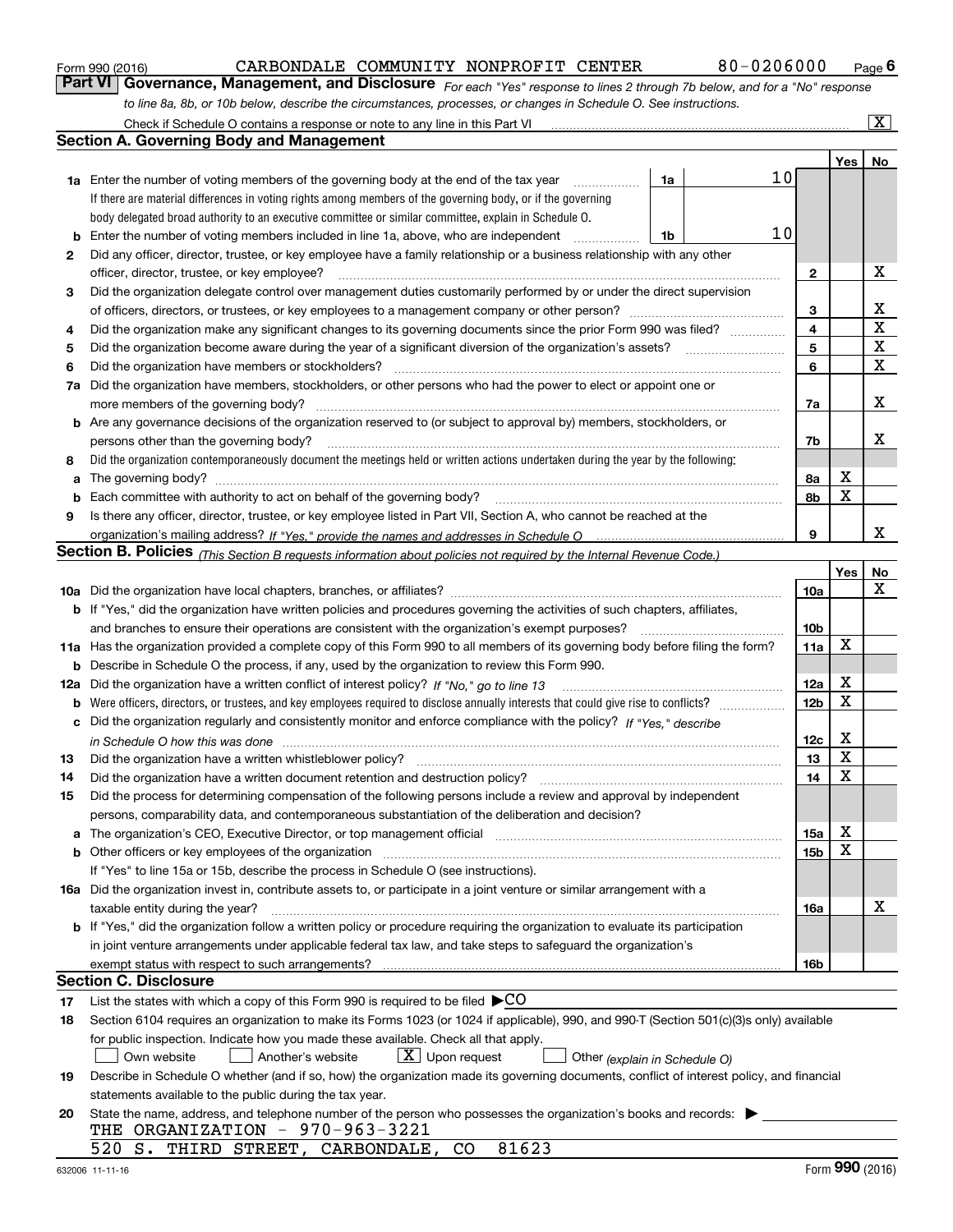Form 990 (2016) CARBONDALE COMMUNITY NONPROFIT CENTER 80-0206000

## Part VI Governance, Management, and Disclosure

*For each "Yes" response to lines 2 through 7b below, and for a "No" response to line 8a, 8b, or 10b below, describe the circumstances, processes, or changes in Schedule O. See instructions.*

Check if Schedule O contains a response or note to any line in this Part VI ..... [X]

### Section A. Governing Body and Management

| | | | | Yes | No |
|---|---|---|---|---|---|
| **1a** | Enter the number of voting members of the governing body at the end of the tax year | 1a | 10 | | |
| | If there are material differences in voting rights among members of the governing body, or if the governing body delegated broad authority to an executive committee or similar committee, explain in Schedule O. | | | | |
| **b** | Enter the number of voting members included in line 1a, above, who are independent | 1b | 10 | | |
| **2** | Did any officer, director, trustee, or key employee have a family relationship or a business relationship with any other officer, director, trustee, or key employee? | 2 | | | X |
| **3** | Did the organization delegate control over management duties customarily performed by or under the direct supervision of officers, directors, or trustees, or key employees to a management company or other person? | 3 | | | X |
| **4** | Did the organization make any significant changes to its governing documents since the prior Form 990 was filed? | 4 | | | X |
| **5** | Did the organization become aware during the year of a significant diversion of the organization's assets? | 5 | | | X |
| **6** | Did the organization have members or stockholders? | 6 | | | X |
| **7a** | Did the organization have members, stockholders, or other persons who had the power to elect or appoint one or more members of the governing body? | 7a | | | X |
| **b** | Are any governance decisions of the organization reserved to (or subject to approval by) members, stockholders, or persons other than the governing body? | 7b | | | X |
| **8** | Did the organization contemporaneously document the meetings held or written actions undertaken during the year by the following: | | | | |
| **a** | The governing body? | 8a | | X | |
| **b** | Each committee with authority to act on behalf of the governing body? | 8b | | X | |
| **9** | Is there any officer, director, trustee, or key employee listed in Part VII, Section A, who cannot be reached at the organization's mailing address? *If "Yes," provide the names and addresses in Schedule O* | 9 | | | X |

### Section B. Policies *(This Section B requests information about policies not required by the Internal Revenue Code.)*

| | | | Yes | No |
|---|---|---|---|---|
| **10a** | Did the organization have local chapters, branches, or affiliates? | 10a | | X |
| **b** | If "Yes," did the organization have written policies and procedures governing the activities of such chapters, affiliates, and branches to ensure their operations are consistent with the organization's exempt purposes? | 10b | | |
| **11a** | Has the organization provided a complete copy of this Form 990 to all members of its governing body before filing the form? | 11a | X | |
| **b** | Describe in Schedule O the process, if any, used by the organization to review this Form 990. | | | |
| **12a** | Did the organization have a written conflict of interest policy? *If "No," go to line 13* | 12a | X | |
| **b** | Were officers, directors, or trustees, and key employees required to disclose annually interests that could give rise to conflicts? | 12b | X | |
| **c** | Did the organization regularly and consistently monitor and enforce compliance with the policy? *If "Yes," describe in Schedule O how this was done* | 12c | X | |
| **13** | Did the organization have a written whistleblower policy? | 13 | X | |
| **14** | Did the organization have a written document retention and destruction policy? | 14 | X | |
| **15** | Did the process for determining compensation of the following persons include a review and approval by independent persons, comparability data, and contemporaneous substantiation of the deliberation and decision? | | | |
| **a** | The organization's CEO, Executive Director, or top management official | 15a | X | |
| **b** | Other officers or key employees of the organization | 15b | X | |
| | If "Yes" to line 15a or 15b, describe the process in Schedule O (see instructions). | | | |
| **16a** | Did the organization invest in, contribute assets to, or participate in a joint venture or similar arrangement with a taxable entity during the year? | 16a | | X |
| **b** | If "Yes," did the organization follow a written policy or procedure requiring the organization to evaluate its participation in joint venture arrangements under applicable federal tax law, and take steps to safeguard the organization's exempt status with respect to such arrangements? | 16b | | |

### Section C. Disclosure

**17** List the states with which a copy of this Form 990 is required to be filed ▶ CO

**18** Section 6104 requires an organization to make its Forms 1023 (or 1024 if applicable), 990, and 990-T (Section 501(c)(3)s only) available for public inspection. Indicate how you made these available. Check all that apply.

[ ] Own website [ ] Another's website [X] Upon request [ ] Other *(explain in Schedule O)*

**19** Describe in Schedule O whether (and if so, how) the organization made its governing documents, conflict of interest policy, and financial statements available to the public during the tax year.

**20** State the name, address, and telephone number of the person who possesses the organization's books and records: ▶

THE ORGANIZATION - 970-963-3221
520 S. THIRD STREET, CARBONDALE, CO 81623

632006 11-11-16 Form 990 (2016)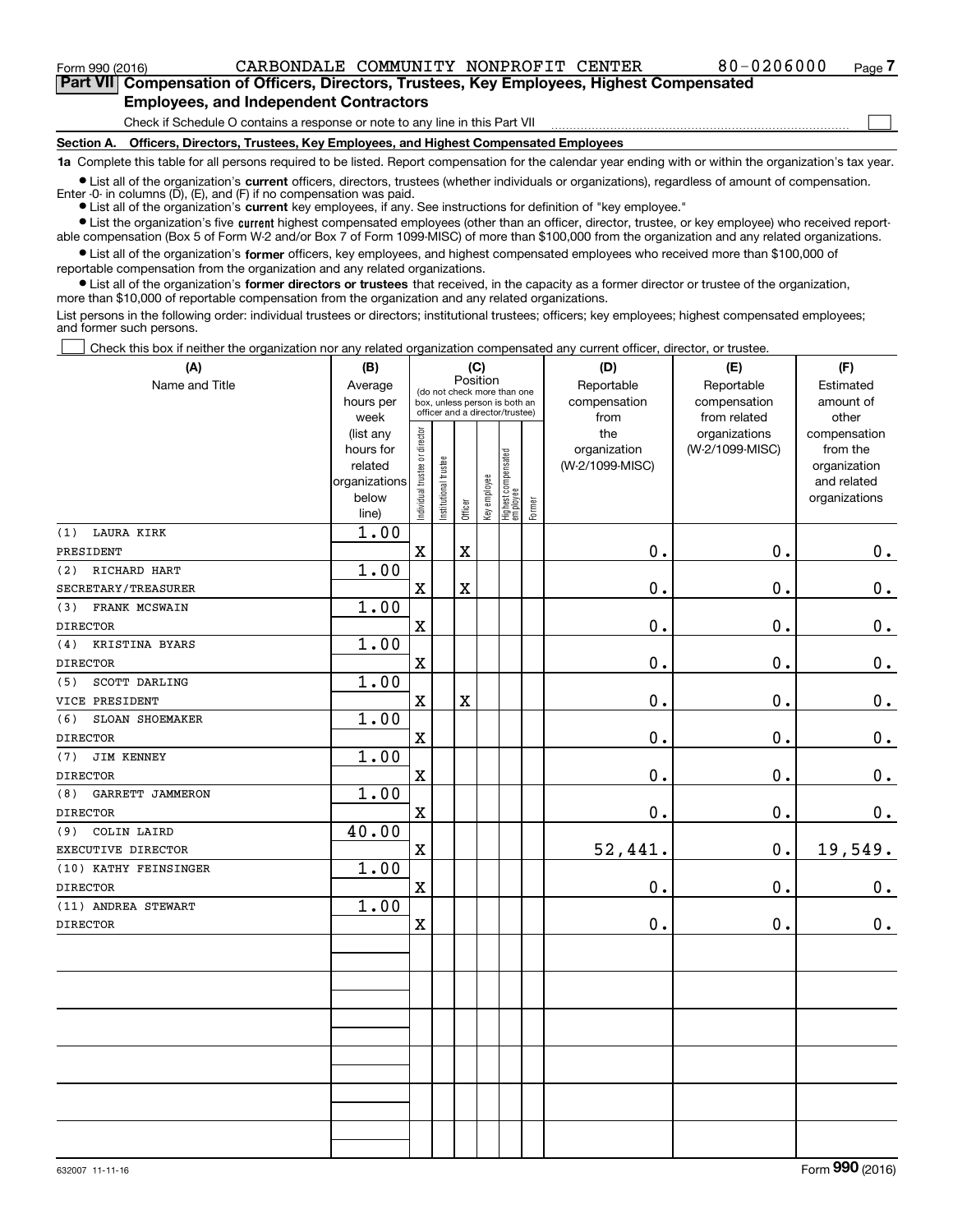Form 990 (2016) CARBONDALE COMMUNITY NONPROFIT CENTER 80-0206000 Page 7

**Part VII Compensation of Officers, Directors, Trustees, Key Employees, Highest Compensated Employees, and Independent Contractors**

Check if Schedule O contains a response or note to any line in this Part VII

**Section A. Officers, Directors, Trustees, Key Employees, and Highest Compensated Employees**

**1a** Complete this table for all persons required to be listed. Report compensation for the calendar year ending with or within the organization's tax year.

- List all of the organization's **current** officers, directors, trustees (whether individuals or organizations), regardless of amount of compensation. Enter -0- in columns (D), (E), and (F) if no compensation was paid.
- List all of the organization's **current** key employees, if any. See instructions for definition of "key employee."
- List the organization's five **current** highest compensated employees (other than an officer, director, trustee, or key employee) who received reportable compensation (Box 5 of Form W-2 and/or Box 7 of Form 1099-MISC) of more than $100,000 from the organization and any related organizations.
- List all of the organization's **former** officers, key employees, and highest compensated employees who received more than $100,000 of reportable compensation from the organization and any related organizations.
- List all of the organization's **former directors or trustees** that received, in the capacity as a former director or trustee of the organization, more than $10,000 of reportable compensation from the organization and any related organizations.

List persons in the following order: individual trustees or directors; institutional trustees; officers; key employees; highest compensated employees; and former such persons.

Check this box if neither the organization nor any related organization compensated any current officer, director, or trustee.

| (A) Name and Title | (B) Average hours per week (list any hours for related organizations below line) | (C) Position: Individual trustee or director | Institutional trustee | Officer | Key employee | Highest compensated employee | Former | (D) Reportable compensation from the organization (W-2/1099-MISC) | (E) Reportable compensation from related organizations (W-2/1099-MISC) | (F) Estimated amount of other compensation from the organization and related organizations |
|---|---|---|---|---|---|---|---|---|---|---|
| (1) LAURA KIRK<br>PRESIDENT | 1.00 | X | | X | | | | 0. | 0. | 0. |
| (2) RICHARD HART<br>SECRETARY/TREASURER | 1.00 | X | | X | | | | 0. | 0. | 0. |
| (3) FRANK MCSWAIN<br>DIRECTOR | 1.00 | X | | | | | | 0. | 0. | 0. |
| (4) KRISTINA BYARS<br>DIRECTOR | 1.00 | X | | | | | | 0. | 0. | 0. |
| (5) SCOTT DARLING<br>VICE PRESIDENT | 1.00 | X | | X | | | | 0. | 0. | 0. |
| (6) SLOAN SHOEMAKER<br>DIRECTOR | 1.00 | X | | | | | | 0. | 0. | 0. |
| (7) JIM KENNEY<br>DIRECTOR | 1.00 | X | | | | | | 0. | 0. | 0. |
| (8) GARRETT JAMMERON<br>DIRECTOR | 1.00 | X | | | | | | 0. | 0. | 0. |
| (9) COLIN LAIRD<br>EXECUTIVE DIRECTOR | 40.00 | X | | | | | | 52,441. | 0. | 19,549. |
| (10) KATHY FEINSINGER<br>DIRECTOR | 1.00 | X | | | | | | 0. | 0. | 0. |
| (11) ANDREA STEWART<br>DIRECTOR | 1.00 | X | | | | | | 0. | 0. | 0. |

632007 11-11-16 Form 990 (2016)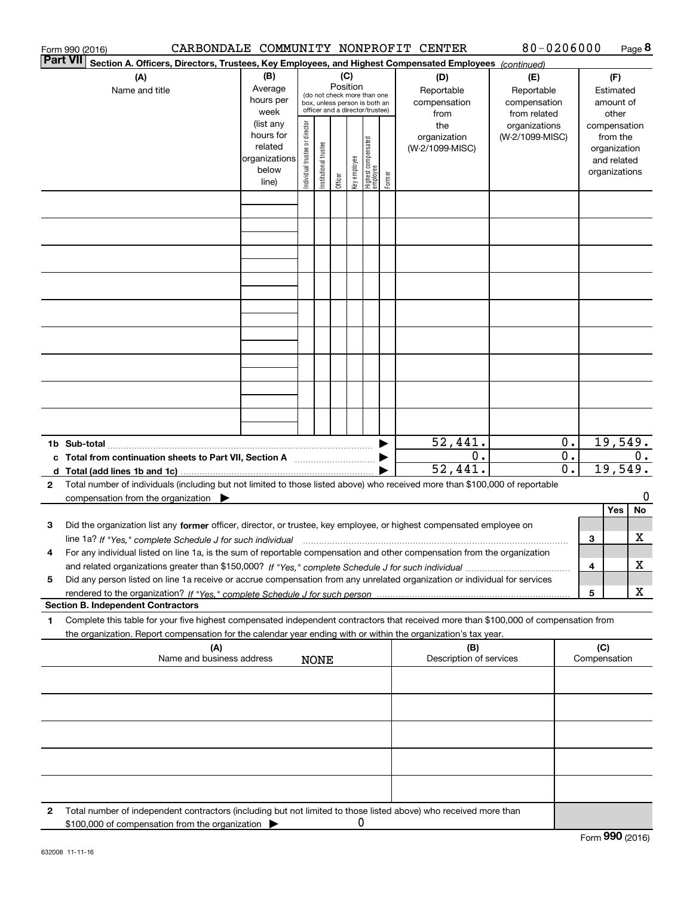Form 990 (2016) CARBONDALE COMMUNITY NONPROFIT CENTER 80-0206000 Page **8**

**Part VII** **Section A. Officers, Directors, Trustees, Key Employees, and Highest Compensated Employees** *(continued)*

| (A) Name and title | (B) Average hours per week (list any hours for related organizations below line) | (C) Position (do not check more than one box, unless person is both an officer and a director/trustee): Individual trustee or director | Institutional trustee | Officer | Key employee | Highest compensated employee | Former | (D) Reportable compensation from the organization (W-2/1099-MISC) | (E) Reportable compensation from related organizations (W-2/1099-MISC) | (F) Estimated amount of other compensation from the organization and related organizations |
|---|---|---|---|---|---|---|---|---|---|---|
| | | | | | | | | | | |
| | | | | | | | | | | |
| | | | | | | | | | | |
| | | | | | | | | | | |
| | | | | | | | | | | |
| | | | | | | | | | | |
| | | | | | | | | | | |
| | | | | | | | | | | |
| | | | | | | | | | | |
| **1b Sub-total** | | | | | | | ▶ | 52,441. | 0. | 19,549. |
| **c Total from continuation sheets to Part VII, Section A** | | | | | | | ▶ | 0. | 0. | 0. |
| **d Total (add lines 1b and 1c)** | | | | | | | ▶ | 52,441. | 0. | 19,549. |

**2** Total number of individuals (including but not limited to those listed above) who received more than $100,000 of reportable compensation from the organization ▶ 0

| | | | Yes | No |
|---|---|---|---|---|
| **3** | Did the organization list any **former** officer, director, or trustee, key employee, or highest compensated employee on line 1a? *If "Yes," complete Schedule J for such individual* | 3 | | X |
| **4** | For any individual listed on line 1a, is the sum of reportable compensation and other compensation from the organization and related organizations greater than $150,000? *If "Yes," complete Schedule J for such individual* | 4 | | X |
| **5** | Did any person listed on line 1a receive or accrue compensation from any unrelated organization or individual for services rendered to the organization? *If "Yes," complete Schedule J for such person* | 5 | | X |

**Section B. Independent Contractors**

**1** Complete this table for your five highest compensated independent contractors that received more than $100,000 of compensation from the organization. Report compensation for the calendar year ending with or within the organization's tax year.

| (A) Name and business address NONE | (B) Description of services | (C) Compensation |
|---|---|---|
| | | |
| | | |
| | | |
| | | |
| | | |

**2** Total number of independent contractors (including but not limited to those listed above) who received more than $100,000 of compensation from the organization ▶ 0

Form **990** (2016)

632008 11-11-16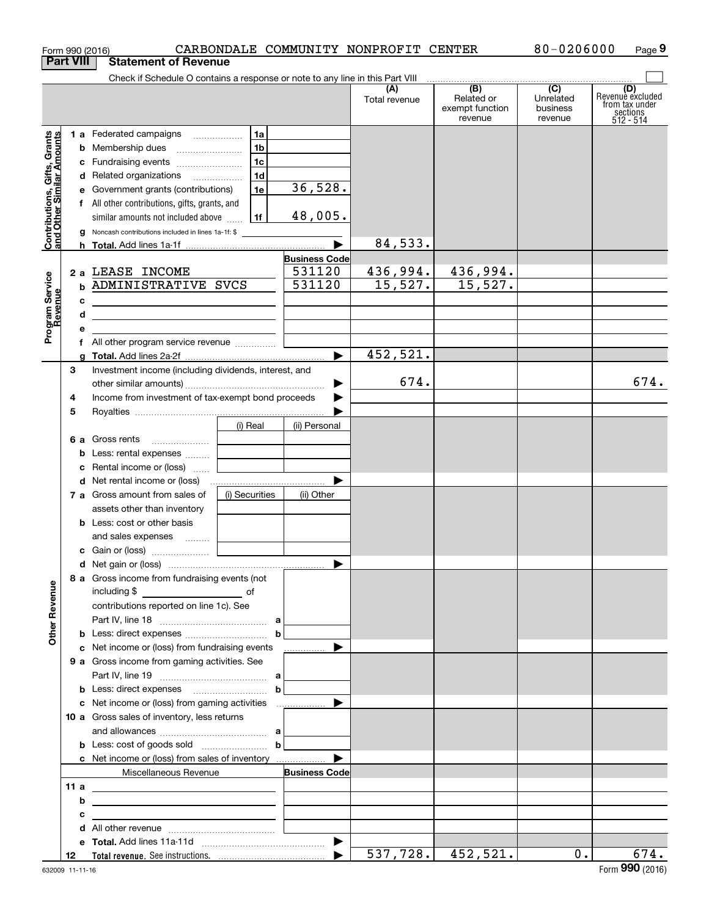Form 990 (2016) CARBONDALE COMMUNITY NONPROFIT CENTER 80-0206000 Page 9

**Part VIII Statement of Revenue**

Check if Schedule O contains a response or note to any line in this Part VIII

| | | | (A) Total revenue | (B) Related or exempt function revenue | (C) Unrelated business revenue | (D) Revenue excluded from tax under sections 512 - 514 |
|---|---|---|---|---|---|---|
| **Contributions, Gifts, Grants and Other Similar Amounts** | 1 a Federated campaigns 1a | | | | | |
| | b Membership dues 1b | | | | | |
| | c Fundraising events 1c | | | | | |
| | d Related organizations 1d | | | | | |
| | e Government grants (contributions) 1e | 36,528. | | | | |
| | f All other contributions, gifts, grants, and similar amounts not included above 1f | 48,005. | | | | |
| | g Noncash contributions included in lines 1a-1f: $ | | | | | |
| | h **Total.** Add lines 1a-1f | | 84,533. | | | |
| **Program Service Revenue** | | **Business Code** | | | | |
| | 2 a LEASE INCOME | 531120 | 436,994. | 436,994. | | |
| | b ADMINISTRATIVE SVCS | 531120 | 15,527. | 15,527. | | |
| | c | | | | | |
| | d | | | | | |
| | e | | | | | |
| | f All other program service revenue | | | | | |
| | g **Total.** Add lines 2a-2f | | 452,521. | | | |
| **Other Revenue** | 3 Investment income (including dividends, interest, and other similar amounts) | | 674. | | | 674. |
| | 4 Income from investment of tax-exempt bond proceeds | | | | | |
| | 5 Royalties | | | | | |
| | 6 a Gross rents — (i) Real / (ii) Personal | | | | | |
| | b Less: rental expenses | | | | | |
| | c Rental income or (loss) | | | | | |
| | d Net rental income or (loss) | | | | | |
| | 7 a Gross amount from sales of assets other than inventory — (i) Securities / (ii) Other | | | | | |
| | b Less: cost or other basis and sales expenses | | | | | |
| | c Gain or (loss) | | | | | |
| | d Net gain or (loss) | | | | | |
| | 8 a Gross income from fundraising events (not including $ of contributions reported on line 1c). See Part IV, line 18 a | | | | | |
| | b Less: direct expenses b | | | | | |
| | c Net income or (loss) from fundraising events | | | | | |
| | 9 a Gross income from gaming activities. See Part IV, line 19 a | | | | | |
| | b Less: direct expenses b | | | | | |
| | c Net income or (loss) from gaming activities | | | | | |
| | 10 a Gross sales of inventory, less returns and allowances a | | | | | |
| | b Less: cost of goods sold b | | | | | |
| | c Net income or (loss) from sales of inventory | | | | | |
| | Miscellaneous Revenue | **Business Code** | | | | |
| | 11 a | | | | | |
| | b | | | | | |
| | c | | | | | |
| | d All other revenue | | | | | |
| | e **Total.** Add lines 11a-11d | | | | | |
| | 12 **Total revenue.** See instructions. | | 537,728. | 452,521. | 0. | 674. |

632009 11-11-16

Form **990** (2016)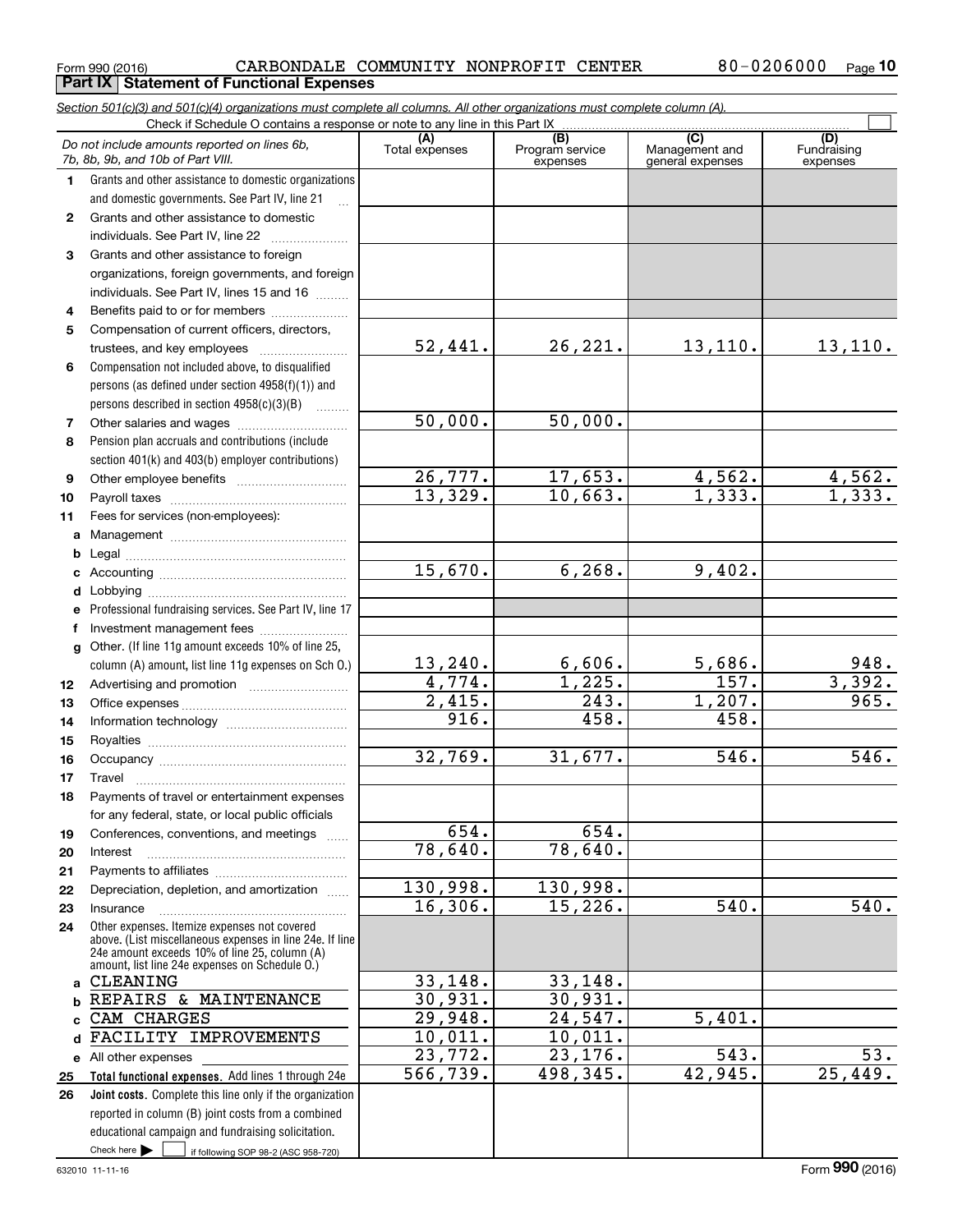Form 990 (2016) CARBONDALE COMMUNITY NONPROFIT CENTER 80-0206000

## Part IX Statement of Functional Expenses

*Section 501(c)(3) and 501(c)(4) organizations must complete all columns. All other organizations must complete column (A).*

Check if Schedule O contains a response or note to any line in this Part IX

| | *Do not include amounts reported on lines 6b, 7b, 8b, 9b, and 10b of Part VIII.* | (A) Total expenses | (B) Program service expenses | (C) Management and general expenses | (D) Fundraising expenses |
|---|---|---|---|---|---|
| 1 | Grants and other assistance to domestic organizations and domestic governments. See Part IV, line 21 | | | | |
| 2 | Grants and other assistance to domestic individuals. See Part IV, line 22 | | | | |
| 3 | Grants and other assistance to foreign organizations, foreign governments, and foreign individuals. See Part IV, lines 15 and 16 | | | | |
| 4 | Benefits paid to or for members | | | | |
| 5 | Compensation of current officers, directors, trustees, and key employees | 52,441. | 26,221. | 13,110. | 13,110. |
| 6 | Compensation not included above, to disqualified persons (as defined under section 4958(f)(1)) and persons described in section 4958(c)(3)(B) | | | | |
| 7 | Other salaries and wages | 50,000. | 50,000. | | |
| 8 | Pension plan accruals and contributions (include section 401(k) and 403(b) employer contributions) | | | | |
| 9 | Other employee benefits | 26,777. | 17,653. | 4,562. | 4,562. |
| 10 | Payroll taxes | 13,329. | 10,663. | 1,333. | 1,333. |
| 11 | Fees for services (non-employees): | | | | |
| a | Management | | | | |
| b | Legal | | | | |
| c | Accounting | 15,670. | 6,268. | 9,402. | |
| d | Lobbying | | | | |
| e | Professional fundraising services. See Part IV, line 17 | | | | |
| f | Investment management fees | | | | |
| g | Other. (If line 11g amount exceeds 10% of line 25, column (A) amount, list line 11g expenses on Sch O.) | 13,240. | 6,606. | 5,686. | 948. |
| 12 | Advertising and promotion | 4,774. | 1,225. | 157. | 3,392. |
| 13 | Office expenses | 2,415. | 243. | 1,207. | 965. |
| 14 | Information technology | 916. | 458. | 458. | |
| 15 | Royalties | | | | |
| 16 | Occupancy | 32,769. | 31,677. | 546. | 546. |
| 17 | Travel | | | | |
| 18 | Payments of travel or entertainment expenses for any federal, state, or local public officials | | | | |
| 19 | Conferences, conventions, and meetings | 654. | 654. | | |
| 20 | Interest | 78,640. | 78,640. | | |
| 21 | Payments to affiliates | | | | |
| 22 | Depreciation, depletion, and amortization | 130,998. | 130,998. | | |
| 23 | Insurance | 16,306. | 15,226. | 540. | 540. |
| 24 | Other expenses. Itemize expenses not covered above. (List miscellaneous expenses in line 24e. If line 24e amount exceeds 10% of line 25, column (A) amount, list line 24e expenses on Schedule O.) | | | | |
| a | CLEANING | 33,148. | 33,148. | | |
| b | REPAIRS & MAINTENANCE | 30,931. | 30,931. | | |
| c | CAM CHARGES | 29,948. | 24,547. | 5,401. | |
| d | FACILITY IMPROVEMENTS | 10,011. | 10,011. | | |
| e | All other expenses | 23,772. | 23,176. | 543. | 53. |
| 25 | **Total functional expenses.** Add lines 1 through 24e | 566,739. | 498,345. | 42,945. | 25,449. |
| 26 | **Joint costs.** Complete this line only if the organization reported in column (B) joint costs from a combined educational campaign and fundraising solicitation. Check here ▶ ☐ if following SOP 98-2 (ASC 958-720) | | | | |

632010 11-11-16

Form **990** (2016)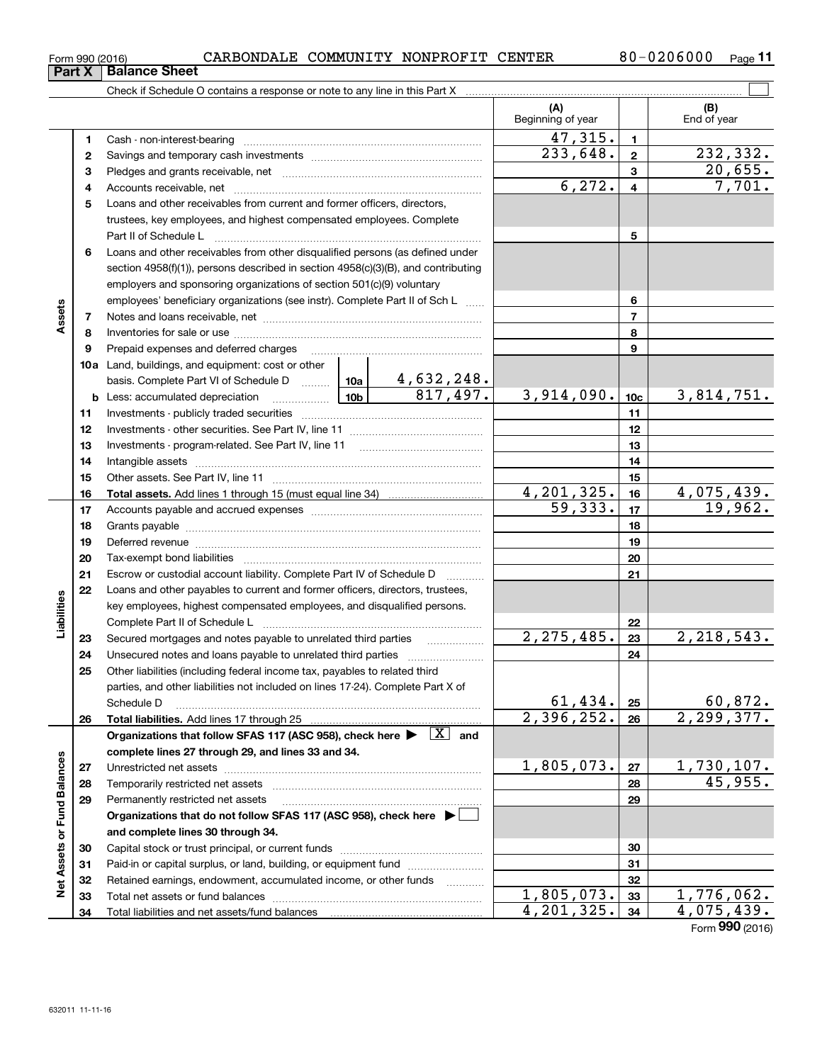Form 990 (2016) CARBONDALE COMMUNITY NONPROFIT CENTER 80-0206000

## Part X Balance Sheet

Check if Schedule O contains a response or note to any line in this Part X

| | | | | (A) Beginning of year | | (B) End of year |
|---|---|---|---|---|---|---|
| **Assets** | 1 | Cash - non-interest-bearing | | 47,315. | 1 | |
| | 2 | Savings and temporary cash investments | | 233,648. | 2 | 232,332. |
| | 3 | Pledges and grants receivable, net | | | 3 | 20,655. |
| | 4 | Accounts receivable, net | | 6,272. | 4 | 7,701. |
| | 5 | Loans and other receivables from current and former officers, directors, trustees, key employees, and highest compensated employees. Complete Part II of Schedule L | | | 5 | |
| | 6 | Loans and other receivables from other disqualified persons (as defined under section 4958(f)(1)), persons described in section 4958(c)(3)(B), and contributing employers and sponsoring organizations of section 501(c)(9) voluntary employees' beneficiary organizations (see instr). Complete Part II of Sch L | | | 6 | |
| | 7 | Notes and loans receivable, net | | | 7 | |
| | 8 | Inventories for sale or use | | | 8 | |
| | 9 | Prepaid expenses and deferred charges | | | 9 | |
| | 10a | Land, buildings, and equipment: cost or other basis. Complete Part VI of Schedule D | 10a 4,632,248. | | | |
| | b | Less: accumulated depreciation | 10b 817,497. | 3,914,090. | 10c | 3,814,751. |
| | 11 | Investments - publicly traded securities | | | 11 | |
| | 12 | Investments - other securities. See Part IV, line 11 | | | 12 | |
| | 13 | Investments - program-related. See Part IV, line 11 | | | 13 | |
| | 14 | Intangible assets | | | 14 | |
| | 15 | Other assets. See Part IV, line 11 | | | 15 | |
| | 16 | **Total assets.** Add lines 1 through 15 (must equal line 34) | | 4,201,325. | 16 | 4,075,439. |
| **Liabilities** | 17 | Accounts payable and accrued expenses | | 59,333. | 17 | 19,962. |
| | 18 | Grants payable | | | 18 | |
| | 19 | Deferred revenue | | | 19 | |
| | 20 | Tax-exempt bond liabilities | | | 20 | |
| | 21 | Escrow or custodial account liability. Complete Part IV of Schedule D | | | 21 | |
| | 22 | Loans and other payables to current and former officers, directors, trustees, key employees, highest compensated employees, and disqualified persons. Complete Part II of Schedule L | | | 22 | |
| | 23 | Secured mortgages and notes payable to unrelated third parties | | 2,275,485. | 23 | 2,218,543. |
| | 24 | Unsecured notes and loans payable to unrelated third parties | | | 24 | |
| | 25 | Other liabilities (including federal income tax, payables to related third parties, and other liabilities not included on lines 17-24). Complete Part X of Schedule D | | 61,434. | 25 | 60,872. |
| | 26 | **Total liabilities.** Add lines 17 through 25 | | 2,396,252. | 26 | 2,299,377. |
| **Net Assets or Fund Balances** | | **Organizations that follow SFAS 117 (ASC 958), check here ▶ [X] and complete lines 27 through 29, and lines 33 and 34.** | | | | |
| | 27 | Unrestricted net assets | | 1,805,073. | 27 | 1,730,107. |
| | 28 | Temporarily restricted net assets | | | 28 | 45,955. |
| | 29 | Permanently restricted net assets | | | 29 | |
| | | **Organizations that do not follow SFAS 117 (ASC 958), check here ▶ [ ] and complete lines 30 through 34.** | | | | |
| | 30 | Capital stock or trust principal, or current funds | | | 30 | |
| | 31 | Paid-in or capital surplus, or land, building, or equipment fund | | | 31 | |
| | 32 | Retained earnings, endowment, accumulated income, or other funds | | | 32 | |
| | 33 | Total net assets or fund balances | | 1,805,073. | 33 | 1,776,062. |
| | 34 | Total liabilities and net assets/fund balances | | 4,201,325. | 34 | 4,075,439. |

Form 990 (2016)

632011 11-11-16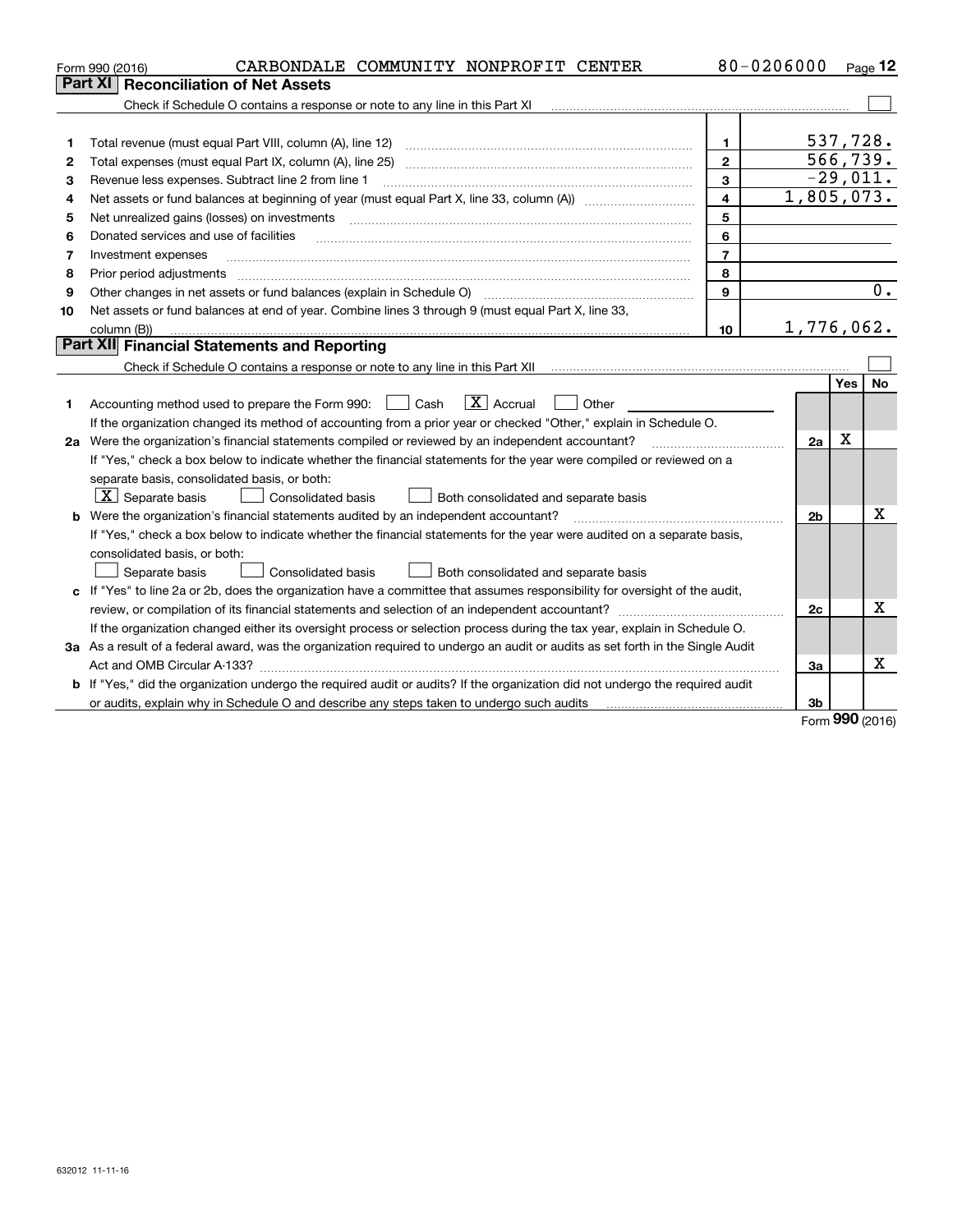Form 990 (2016) CARBONDALE COMMUNITY NONPROFIT CENTER 80-0206000

## Part XI Reconciliation of Net Assets

Check if Schedule O contains a response or note to any line in this Part XI ☐

| | | | |
|---|---|---|---|
| 1 | Total revenue (must equal Part VIII, column (A), line 12) | 1 | 537,728. |
| 2 | Total expenses (must equal Part IX, column (A), line 25) | 2 | 566,739. |
| 3 | Revenue less expenses. Subtract line 2 from line 1 | 3 | -29,011. |
| 4 | Net assets or fund balances at beginning of year (must equal Part X, line 33, column (A)) | 4 | 1,805,073. |
| 5 | Net unrealized gains (losses) on investments | 5 | |
| 6 | Donated services and use of facilities | 6 | |
| 7 | Investment expenses | 7 | |
| 8 | Prior period adjustments | 8 | |
| 9 | Other changes in net assets or fund balances (explain in Schedule O) | 9 | 0. |
| 10 | Net assets or fund balances at end of year. Combine lines 3 through 9 (must equal Part X, line 33, column (B)) | 10 | 1,776,062. |

## Part XII Financial Statements and Reporting

Check if Schedule O contains a response or note to any line in this Part XII ☐

| | | | Yes | No |
|---|---|---|---|---|
| 1 | Accounting method used to prepare the Form 990: ☐ Cash ☒ Accrual ☐ Other<br>If the organization changed its method of accounting from a prior year or checked "Other," explain in Schedule O. | | | |
| 2a | Were the organization's financial statements compiled or reviewed by an independent accountant?<br>If "Yes," check a box below to indicate whether the financial statements for the year were compiled or reviewed on a separate basis, consolidated basis, or both:<br>☒ Separate basis ☐ Consolidated basis ☐ Both consolidated and separate basis | 2a | X | |
| b | Were the organization's financial statements audited by an independent accountant?<br>If "Yes," check a box below to indicate whether the financial statements for the year were audited on a separate basis, consolidated basis, or both:<br>☐ Separate basis ☐ Consolidated basis ☐ Both consolidated and separate basis | 2b | | X |
| c | If "Yes" to line 2a or 2b, does the organization have a committee that assumes responsibility for oversight of the audit, review, or compilation of its financial statements and selection of an independent accountant?<br>If the organization changed either its oversight process or selection process during the tax year, explain in Schedule O. | 2c | | X |
| 3a | As a result of a federal award, was the organization required to undergo an audit or audits as set forth in the Single Audit Act and OMB Circular A-133? | 3a | | X |
| b | If "Yes," did the organization undergo the required audit or audits? If the organization did not undergo the required audit or audits, explain why in Schedule O and describe any steps taken to undergo such audits | 3b | | |

Form 990 (2016)

632012 11-11-16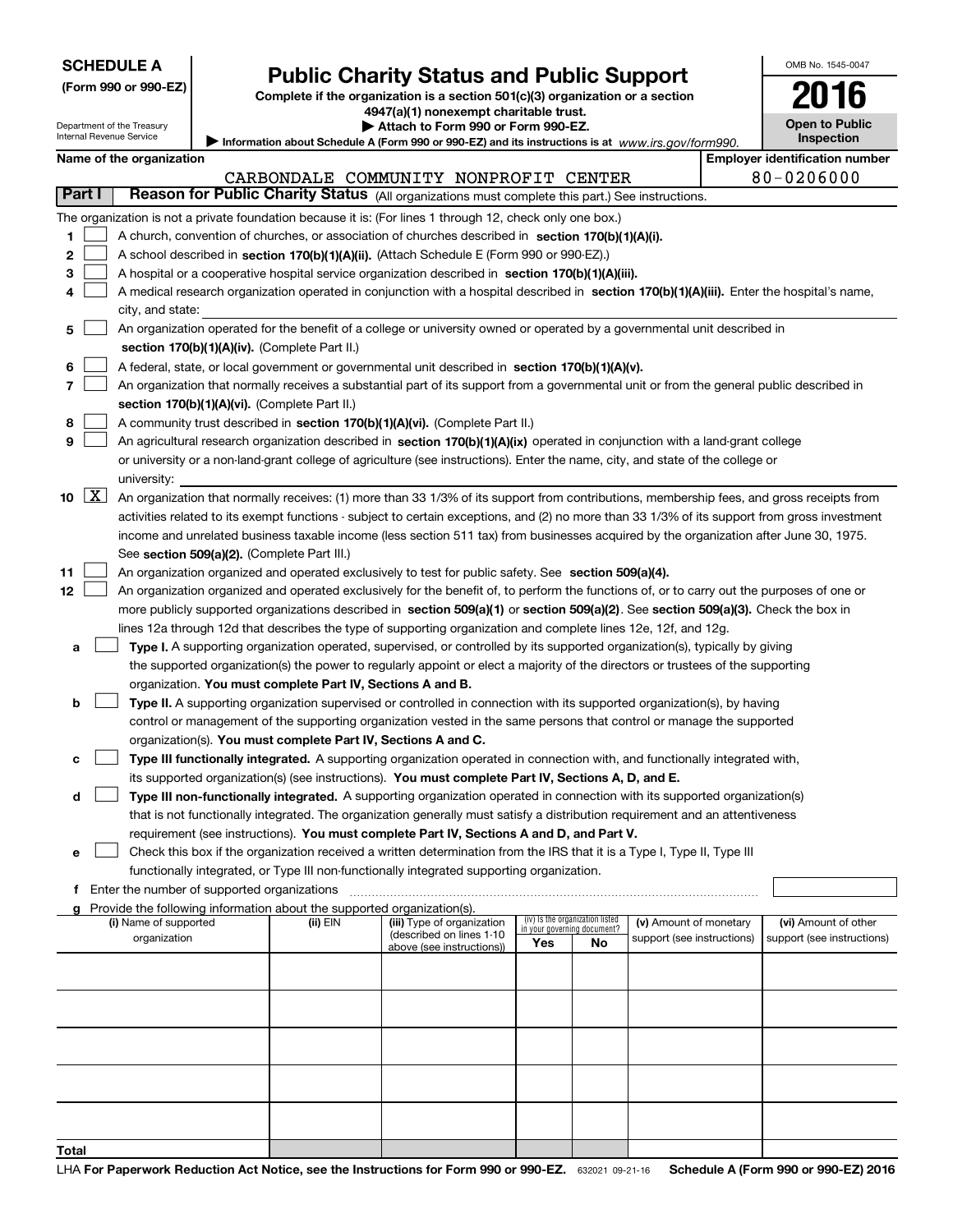**SCHEDULE A**
**(Form 990 or 990-EZ)**

Department of the Treasury
Internal Revenue Service

# Public Charity Status and Public Support

**Complete if the organization is a section 501(c)(3) organization or a section 4947(a)(1) nonexempt charitable trust.**
**▶ Attach to Form 990 or Form 990-EZ.**
▶ Information about Schedule A (Form 990 or 990-EZ) and its instructions is at *www.irs.gov/form990.*

OMB No. 1545-0047
**2016**
**Open to Public Inspection**

**Name of the organization:** CARBONDALE COMMUNITY NONPROFIT CENTER
**Employer identification number:** 80-0206000

## Part I Reason for Public Charity Status (All organizations must complete this part.) See instructions.

The organization is not a private foundation because it is: (For lines 1 through 12, check only one box.)

1. [ ] A church, convention of churches, or association of churches described in **section 170(b)(1)(A)(i).**
2. [ ] A school described in **section 170(b)(1)(A)(ii).** (Attach Schedule E (Form 990 or 990-EZ).)
3. [ ] A hospital or a cooperative hospital service organization described in **section 170(b)(1)(A)(iii).**
4. [ ] A medical research organization operated in conjunction with a hospital described in **section 170(b)(1)(A)(iii).** Enter the hospital's name, city, and state:
5. [ ] An organization operated for the benefit of a college or university owned or operated by a governmental unit described in **section 170(b)(1)(A)(iv).** (Complete Part II.)
6. [ ] A federal, state, or local government or governmental unit described in **section 170(b)(1)(A)(v).**
7. [ ] An organization that normally receives a substantial part of its support from a governmental unit or from the general public described in **section 170(b)(1)(A)(vi).** (Complete Part II.)
8. [ ] A community trust described in **section 170(b)(1)(A)(vi).** (Complete Part II.)
9. [ ] An agricultural research organization described in **section 170(b)(1)(A)(ix)** operated in conjunction with a land-grant college or university or a non-land-grant college of agriculture (see instructions). Enter the name, city, and state of the college or university:
10. [X] An organization that normally receives: (1) more than 33 1/3% of its support from contributions, membership fees, and gross receipts from activities related to its exempt functions - subject to certain exceptions, and (2) no more than 33 1/3% of its support from gross investment income and unrelated business taxable income (less section 511 tax) from businesses acquired by the organization after June 30, 1975. See **section 509(a)(2).** (Complete Part III.)
11. [ ] An organization organized and operated exclusively to test for public safety. See **section 509(a)(4).**
12. [ ] An organization organized and operated exclusively for the benefit of, to perform the functions of, or to carry out the purposes of one or more publicly supported organizations described in **section 509(a)(1)** or **section 509(a)(2)**. See **section 509(a)(3).** Check the box in lines 12a through 12d that describes the type of supporting organization and complete lines 12e, 12f, and 12g.
   - **a** [ ] **Type I.** A supporting organization operated, supervised, or controlled by its supported organization(s), typically by giving the supported organization(s) the power to regularly appoint or elect a majority of the directors or trustees of the supporting organization. **You must complete Part IV, Sections A and B.**
   - **b** [ ] **Type II.** A supporting organization supervised or controlled in connection with its supported organization(s), by having control or management of the supporting organization vested in the same persons that control or manage the supported organization(s). **You must complete Part IV, Sections A and C.**
   - **c** [ ] **Type III functionally integrated.** A supporting organization operated in connection with, and functionally integrated with, its supported organization(s) (see instructions). **You must complete Part IV, Sections A, D, and E.**
   - **d** [ ] **Type III non-functionally integrated.** A supporting organization operated in connection with its supported organization(s) that is not functionally integrated. The organization generally must satisfy a distribution requirement and an attentiveness requirement (see instructions). **You must complete Part IV, Sections A and D, and Part V.**
   - **e** [ ] Check this box if the organization received a written determination from the IRS that it is a Type I, Type II, Type III functionally integrated, or Type III non-functionally integrated supporting organization.
   - **f** Enter the number of supported organizations
   - **g** Provide the following information about the supported organization(s).

| (i) Name of supported organization | (ii) EIN | (iii) Type of organization (described on lines 1-10 above (see instructions)) | (iv) Is the organization listed in your governing document? Yes | No | (v) Amount of monetary support (see instructions) | (vi) Amount of other support (see instructions) |
|---|---|---|---|---|---|---|
| | | | | | | |
| | | | | | | |
| | | | | | | |
| | | | | | | |
| | | | | | | |
| **Total** | | | | | | |

LHA **For Paperwork Reduction Act Notice, see the Instructions for Form 990 or 990-EZ.** 632021 09-21-16 **Schedule A (Form 990 or 990-EZ) 2016**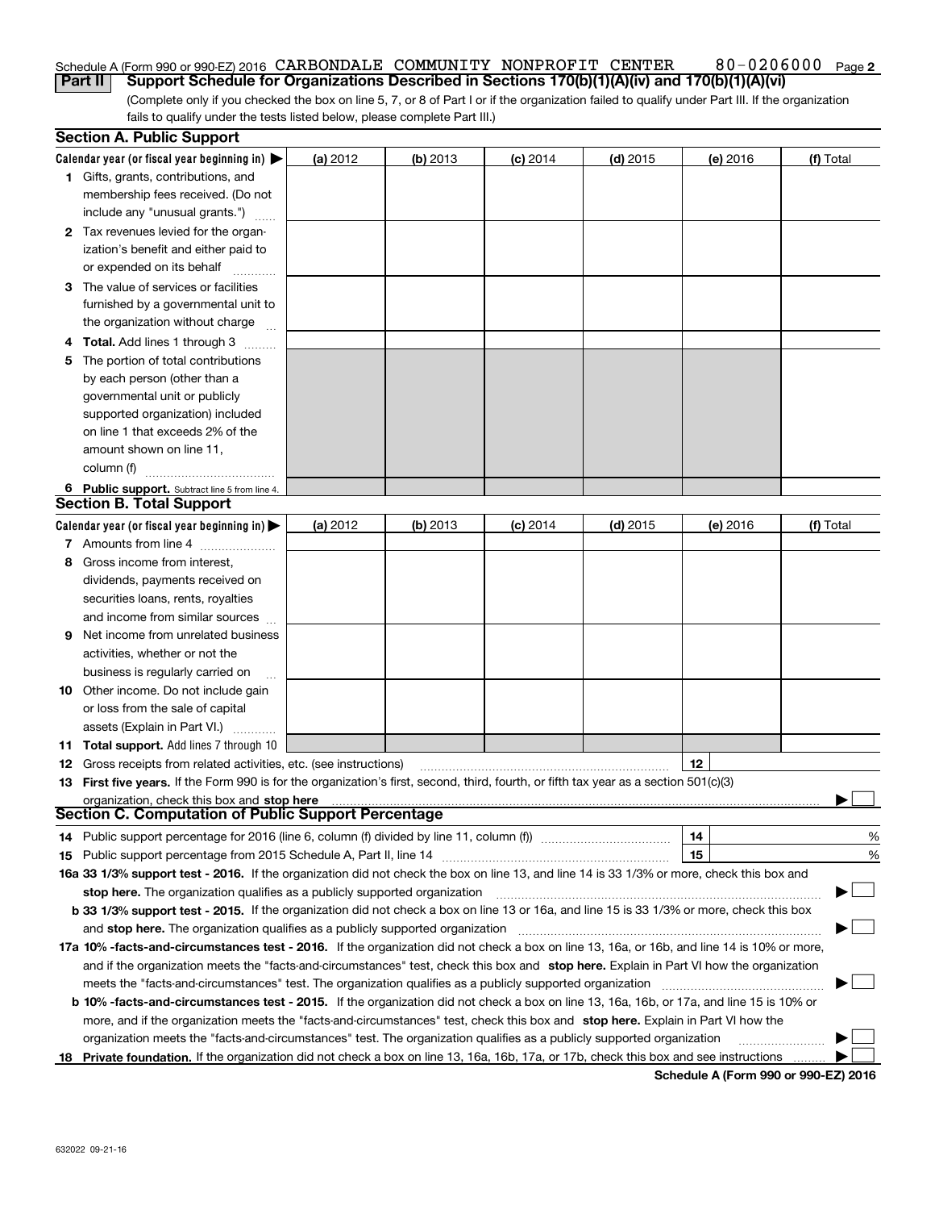Schedule A (Form 990 or 990-EZ) 2016 CARBONDALE COMMUNITY NONPROFIT CENTER 80-0206000 Page 2

**Part II Support Schedule for Organizations Described in Sections 170(b)(1)(A)(iv) and 170(b)(1)(A)(vi)**

(Complete only if you checked the box on line 5, 7, or 8 of Part I or if the organization failed to qualify under Part III. If the organization fails to qualify under the tests listed below, please complete Part III.)

**Section A. Public Support**

| Calendar year (or fiscal year beginning in) ▶ | (a) 2012 | (b) 2013 | (c) 2014 | (d) 2015 | (e) 2016 | (f) Total |
|---|---|---|---|---|---|---|
| 1 Gifts, grants, contributions, and membership fees received. (Do not include any "unusual grants.") | | | | | | |
| 2 Tax revenues levied for the organization's benefit and either paid to or expended on its behalf | | | | | | |
| 3 The value of services or facilities furnished by a governmental unit to the organization without charge | | | | | | |
| 4 **Total.** Add lines 1 through 3 | | | | | | |
| 5 The portion of total contributions by each person (other than a governmental unit or publicly supported organization) included on line 1 that exceeds 2% of the amount shown on line 11, column (f) | | | | | | |
| 6 **Public support.** Subtract line 5 from line 4. | | | | | | |

**Section B. Total Support**

| Calendar year (or fiscal year beginning in) ▶ | (a) 2012 | (b) 2013 | (c) 2014 | (d) 2015 | (e) 2016 | (f) Total |
|---|---|---|---|---|---|---|
| 7 Amounts from line 4 | | | | | | |
| 8 Gross income from interest, dividends, payments received on securities loans, rents, royalties and income from similar sources | | | | | | |
| 9 Net income from unrelated business activities, whether or not the business is regularly carried on | | | | | | |
| 10 Other income. Do not include gain or loss from the sale of capital assets (Explain in Part VI.) | | | | | | |
| 11 **Total support.** Add lines 7 through 10 | | | | | | |

12 Gross receipts from related activities, etc. (see instructions) **12**

13 **First five years.** If the Form 990 is for the organization's first, second, third, fourth, or fifth tax year as a section 501(c)(3) organization, check this box and **stop here** ▶ ☐

**Section C. Computation of Public Support Percentage**

14 Public support percentage for 2016 (line 6, column (f) divided by line 11, column (f)) **14** %

15 Public support percentage from 2015 Schedule A, Part II, line 14 **15** %

**16a 33 1/3% support test - 2016.** If the organization did not check the box on line 13, and line 14 is 33 1/3% or more, check this box and **stop here.** The organization qualifies as a publicly supported organization ▶ ☐

**b 33 1/3% support test - 2015.** If the organization did not check a box on line 13 or 16a, and line 15 is 33 1/3% or more, check this box and **stop here.** The organization qualifies as a publicly supported organization ▶ ☐

**17a 10% -facts-and-circumstances test - 2016.** If the organization did not check a box on line 13, 16a, or 16b, and line 14 is 10% or more, and if the organization meets the "facts-and-circumstances" test, check this box and **stop here.** Explain in Part VI how the organization meets the "facts-and-circumstances" test. The organization qualifies as a publicly supported organization ▶ ☐

**b 10% -facts-and-circumstances test - 2015.** If the organization did not check a box on line 13, 16a, 16b, or 17a, and line 15 is 10% or more, and if the organization meets the "facts-and-circumstances" test, check this box and **stop here.** Explain in Part VI how the organization meets the "facts-and-circumstances" test. The organization qualifies as a publicly supported organization ▶ ☐

**18 Private foundation.** If the organization did not check a box on line 13, 16a, 16b, 17a, or 17b, check this box and see instructions ▶ ☐

**Schedule A (Form 990 or 990-EZ) 2016**

632022 09-21-16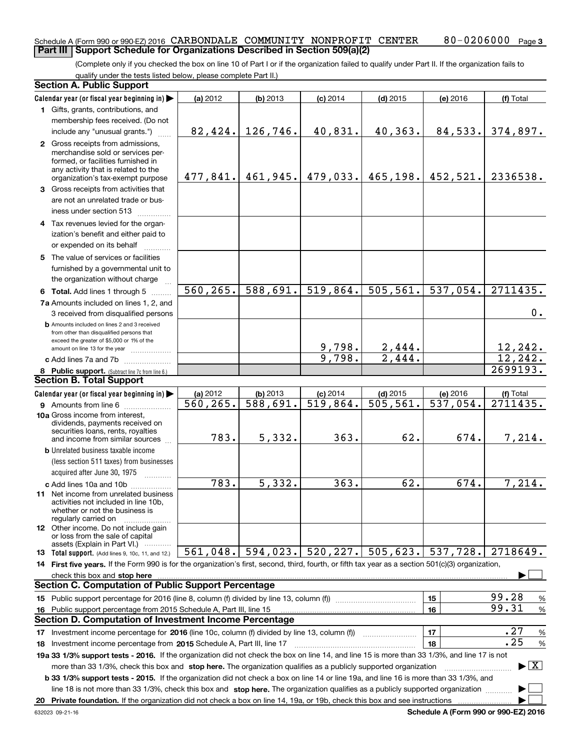Schedule A (Form 990 or 990-EZ) 2016 CARBONDALE COMMUNITY NONPROFIT CENTER 80-0206000 Page 3

## Part III Support Schedule for Organizations Described in Section 509(a)(2)

(Complete only if you checked the box on line 10 of Part I or if the organization failed to qualify under Part II. If the organization fails to qualify under the tests listed below, please complete Part II.)

### Section A. Public Support

| Calendar year (or fiscal year beginning in) | (a) 2012 | (b) 2013 | (c) 2014 | (d) 2015 | (e) 2016 | (f) Total |
|---|---|---|---|---|---|---|
| 1 Gifts, grants, contributions, and membership fees received. (Do not include any "unusual grants.") | 82,424. | 126,746. | 40,831. | 40,363. | 84,533. | 374,897. |
| 2 Gross receipts from admissions, merchandise sold or services performed, or facilities furnished in any activity that is related to the organization's tax-exempt purpose | 477,841. | 461,945. | 479,033. | 465,198. | 452,521. | 2336538. |
| 3 Gross receipts from activities that are not an unrelated trade or business under section 513 | | | | | | |
| 4 Tax revenues levied for the organization's benefit and either paid to or expended on its behalf | | | | | | |
| 5 The value of services or facilities furnished by a governmental unit to the organization without charge | | | | | | |
| 6 **Total.** Add lines 1 through 5 | 560,265. | 588,691. | 519,864. | 505,561. | 537,054. | 2711435. |
| 7a Amounts included on lines 1, 2, and 3 received from disqualified persons | | | | | | 0. |
| b Amounts included on lines 2 and 3 received from other than disqualified persons that exceed the greater of $5,000 or 1% of the amount on line 13 for the year | | | 9,798. | 2,444. | | 12,242. |
| c Add lines 7a and 7b | | | 9,798. | 2,444. | | 12,242. |
| 8 **Public support.** (Subtract line 7c from line 6.) | | | | | | 2699193. |

### Section B. Total Support

| Calendar year (or fiscal year beginning in) | (a) 2012 | (b) 2013 | (c) 2014 | (d) 2015 | (e) 2016 | (f) Total |
|---|---|---|---|---|---|---|
| 9 Amounts from line 6 | 560,265. | 588,691. | 519,864. | 505,561. | 537,054. | 2711435. |
| 10a Gross income from interest, dividends, payments received on securities loans, rents, royalties and income from similar sources | 783. | 5,332. | 363. | 62. | 674. | 7,214. |
| b Unrelated business taxable income (less section 511 taxes) from businesses acquired after June 30, 1975 | | | | | | |
| c Add lines 10a and 10b | 783. | 5,332. | 363. | 62. | 674. | 7,214. |
| 11 Net income from unrelated business activities not included in line 10b, whether or not the business is regularly carried on | | | | | | |
| 12 Other income. Do not include gain or loss from the sale of capital assets (Explain in Part VI.) | | | | | | |
| 13 **Total support.** (Add lines 9, 10c, 11, and 12.) | 561,048. | 594,023. | 520,227. | 505,623. | 537,728. | 2718649. |

14 **First five years.** If the Form 990 is for the organization's first, second, third, fourth, or fifth tax year as a section 501(c)(3) organization, check this box and **stop here** ☐

### Section C. Computation of Public Support Percentage

| | | |
|---|---|---|
| 15 Public support percentage for 2016 (line 8, column (f) divided by line 13, column (f)) | 15 | 99.28 % |
| 16 Public support percentage from 2015 Schedule A, Part III, line 15 | 16 | 99.31 % |

### Section D. Computation of Investment Income Percentage

| | | |
|---|---|---|
| 17 Investment income percentage for **2016** (line 10c, column (f) divided by line 13, column (f)) | 17 | .27 % |
| 18 Investment income percentage from **2015** Schedule A, Part III, line 17 | 18 | .25 % |

**19a 33 1/3% support tests - 2016.** If the organization did not check the box on line 14, and line 15 is more than 33 1/3%, and line 17 is not more than 33 1/3%, check this box and **stop here.** The organization qualifies as a publicly supported organization ☒

**b 33 1/3% support tests - 2015.** If the organization did not check a box on line 14 or line 19a, and line 16 is more than 33 1/3%, and line 18 is not more than 33 1/3%, check this box and **stop here.** The organization qualifies as a publicly supported organization ☐

**20 Private foundation.** If the organization did not check a box on line 14, 19a, or 19b, check this box and see instructions ☐

632023 09-21-16 **Schedule A (Form 990 or 990-EZ) 2016**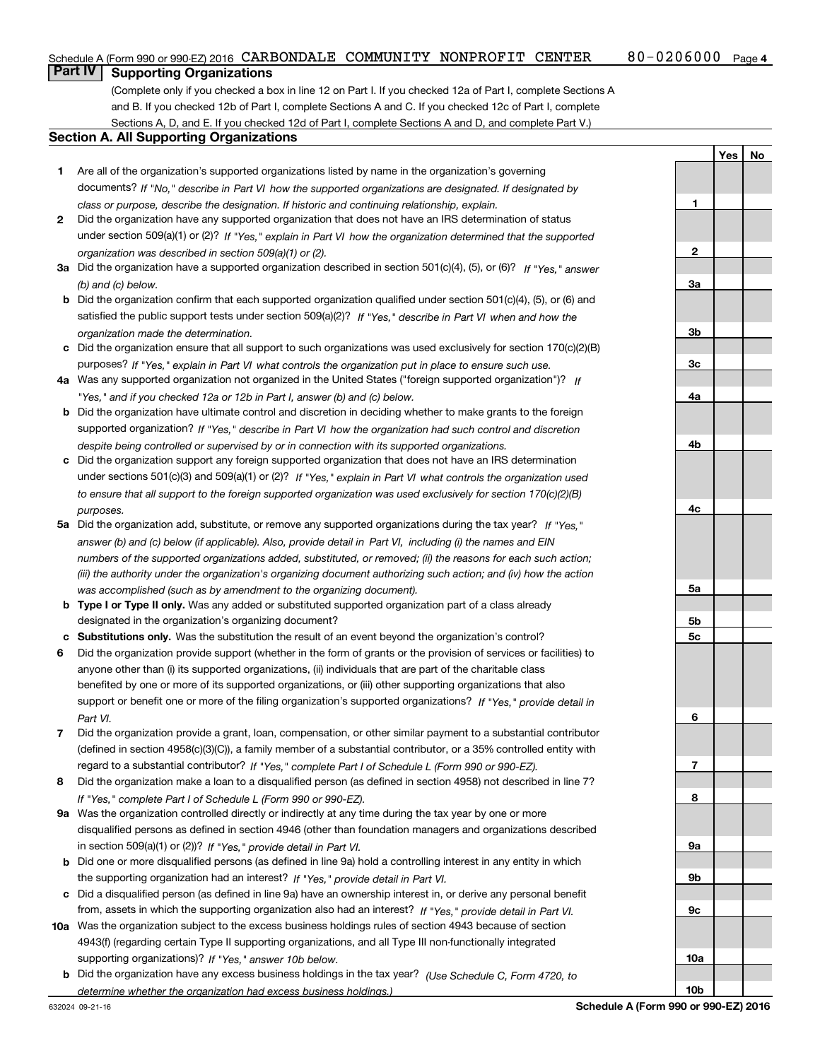Schedule A (Form 990 or 990-EZ) 2016 CARBONDALE COMMUNITY NONPROFIT CENTER 80-0206000 Page 4

## Part IV Supporting Organizations

(Complete only if you checked a box in line 12 on Part I. If you checked 12a of Part I, complete Sections A and B. If you checked 12b of Part I, complete Sections A and C. If you checked 12c of Part I, complete Sections A, D, and E. If you checked 12d of Part I, complete Sections A and D, and complete Part V.)

### Section A. All Supporting Organizations

| | | | Yes | No |
|---|---|---|---|---|
| 1 | Are all of the organization's supported organizations listed by name in the organization's governing documents? *If "No," describe in Part VI how the supported organizations are designated. If designated by class or purpose, describe the designation. If historic and continuing relationship, explain.* | 1 | | |
| 2 | Did the organization have any supported organization that does not have an IRS determination of status under section 509(a)(1) or (2)? *If "Yes," explain in Part VI how the organization determined that the supported organization was described in section 509(a)(1) or (2).* | 2 | | |
| 3a | Did the organization have a supported organization described in section 501(c)(4), (5), or (6)? *If "Yes," answer (b) and (c) below.* | 3a | | |
| b | Did the organization confirm that each supported organization qualified under section 501(c)(4), (5), or (6) and satisfied the public support tests under section 509(a)(2)? *If "Yes," describe in Part VI when and how the organization made the determination.* | 3b | | |
| c | Did the organization ensure that all support to such organizations was used exclusively for section 170(c)(2)(B) purposes? *If "Yes," explain in Part VI what controls the organization put in place to ensure such use.* | 3c | | |
| 4a | Was any supported organization not organized in the United States ("foreign supported organization")? *If "Yes," and if you checked 12a or 12b in Part I, answer (b) and (c) below.* | 4a | | |
| b | Did the organization have ultimate control and discretion in deciding whether to make grants to the foreign supported organization? *If "Yes," describe in Part VI how the organization had such control and discretion despite being controlled or supervised by or in connection with its supported organizations.* | 4b | | |
| c | Did the organization support any foreign supported organization that does not have an IRS determination under sections 501(c)(3) and 509(a)(1) or (2)? *If "Yes," explain in Part VI what controls the organization used to ensure that all support to the foreign supported organization was used exclusively for section 170(c)(2)(B) purposes.* | 4c | | |
| 5a | Did the organization add, substitute, or remove any supported organizations during the tax year? *If "Yes," answer (b) and (c) below (if applicable). Also, provide detail in Part VI, including (i) the names and EIN numbers of the supported organizations added, substituted, or removed; (ii) the reasons for each such action; (iii) the authority under the organization's organizing document authorizing such action; and (iv) how the action was accomplished (such as by amendment to the organizing document).* | 5a | | |
| b | **Type I or Type II only.** Was any added or substituted supported organization part of a class already designated in the organization's organizing document? | 5b | | |
| c | **Substitutions only.** Was the substitution the result of an event beyond the organization's control? | 5c | | |
| 6 | Did the organization provide support (whether in the form of grants or the provision of services or facilities) to anyone other than (i) its supported organizations, (ii) individuals that are part of the charitable class benefited by one or more of its supported organizations, or (iii) other supporting organizations that also support or benefit one or more of the filing organization's supported organizations? *If "Yes," provide detail in Part VI.* | 6 | | |
| 7 | Did the organization provide a grant, loan, compensation, or other similar payment to a substantial contributor (defined in section 4958(c)(3)(C)), a family member of a substantial contributor, or a 35% controlled entity with regard to a substantial contributor? *If "Yes," complete Part I of Schedule L (Form 990 or 990-EZ).* | 7 | | |
| 8 | Did the organization make a loan to a disqualified person (as defined in section 4958) not described in line 7? *If "Yes," complete Part I of Schedule L (Form 990 or 990-EZ).* | 8 | | |
| 9a | Was the organization controlled directly or indirectly at any time during the tax year by one or more disqualified persons as defined in section 4946 (other than foundation managers and organizations described in section 509(a)(1) or (2))? *If "Yes," provide detail in Part VI.* | 9a | | |
| b | Did one or more disqualified persons (as defined in line 9a) hold a controlling interest in any entity in which the supporting organization had an interest? *If "Yes," provide detail in Part VI.* | 9b | | |
| c | Did a disqualified person (as defined in line 9a) have an ownership interest in, or derive any personal benefit from, assets in which the supporting organization also had an interest? *If "Yes," provide detail in Part VI.* | 9c | | |
| 10a | Was the organization subject to the excess business holdings rules of section 4943 because of section 4943(f) (regarding certain Type II supporting organizations, and all Type III non-functionally integrated supporting organizations)? *If "Yes," answer 10b below.* | 10a | | |
| b | Did the organization have any excess business holdings in the tax year? *(Use Schedule C, Form 4720, to determine whether the organization had excess business holdings.)* | 10b | | |

632024 09-21-16 **Schedule A (Form 990 or 990-EZ) 2016**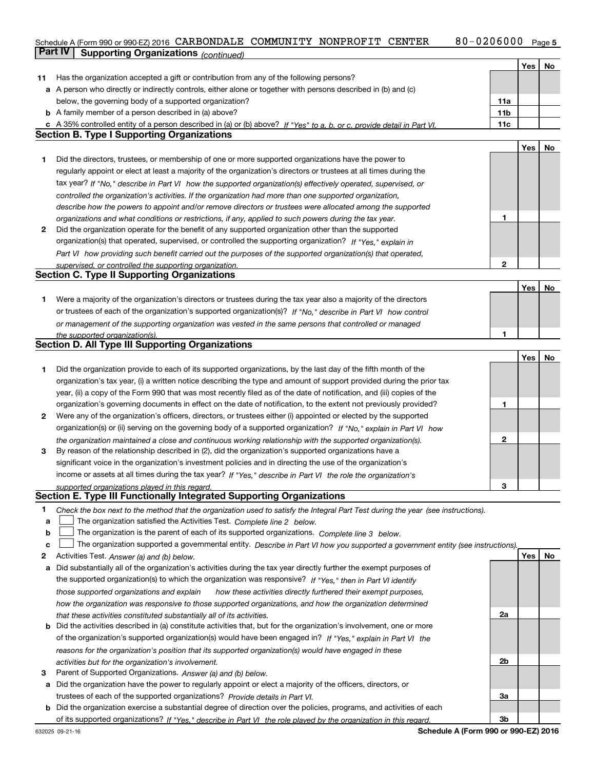Schedule A (Form 990 or 990-EZ) 2016 CARBONDALE COMMUNITY NONPROFIT CENTER 80-0206000 Page 5

## Part IV Supporting Organizations *(continued)*

| | | | Yes | No |
|---|---|---|---|---|
| **11** | Has the organization accepted a gift or contribution from any of the following persons? | | | |
| **a** | A person who directly or indirectly controls, either alone or together with persons described in (b) and (c) below, the governing body of a supported organization? | **11a** | | |
| **b** | A family member of a person described in (a) above? | **11b** | | |
| **c** | A 35% controlled entity of a person described in (a) or (b) above? *If "Yes" to a, b, or c, provide detail in Part VI.* | **11c** | | |

### Section B. Type I Supporting Organizations

| | | | Yes | No |
|---|---|---|---|---|
| **1** | Did the directors, trustees, or membership of one or more supported organizations have the power to regularly appoint or elect at least a majority of the organization's directors or trustees at all times during the tax year? *If "No," describe in Part VI how the supported organization(s) effectively operated, supervised, or controlled the organization's activities. If the organization had more than one supported organization, describe how the powers to appoint and/or remove directors or trustees were allocated among the supported organizations and what conditions or restrictions, if any, applied to such powers during the tax year.* | **1** | | |
| **2** | Did the organization operate for the benefit of any supported organization other than the supported organization(s) that operated, supervised, or controlled the supporting organization? *If "Yes," explain in Part VI how providing such benefit carried out the purposes of the supported organization(s) that operated, supervised, or controlled the supporting organization.* | **2** | | |

### Section C. Type II Supporting Organizations

| | | | Yes | No |
|---|---|---|---|---|
| **1** | Were a majority of the organization's directors or trustees during the tax year also a majority of the directors or trustees of each of the organization's supported organization(s)? *If "No," describe in Part VI how control or management of the supporting organization was vested in the same persons that controlled or managed the supported organization(s).* | **1** | | |

### Section D. All Type III Supporting Organizations

| | | | Yes | No |
|---|---|---|---|---|
| **1** | Did the organization provide to each of its supported organizations, by the last day of the fifth month of the organization's tax year, (i) a written notice describing the type and amount of support provided during the prior tax year, (ii) a copy of the Form 990 that was most recently filed as of the date of notification, and (iii) copies of the organization's governing documents in effect on the date of notification, to the extent not previously provided? | **1** | | |
| **2** | Were any of the organization's officers, directors, or trustees either (i) appointed or elected by the supported organization(s) or (ii) serving on the governing body of a supported organization? *If "No," explain in Part VI how the organization maintained a close and continuous working relationship with the supported organization(s).* | **2** | | |
| **3** | By reason of the relationship described in (2), did the organization's supported organizations have a significant voice in the organization's investment policies and in directing the use of the organization's income or assets at all times during the tax year? *If "Yes," describe in Part VI the role the organization's supported organizations played in this regard.* | **3** | | |

### Section E. Type III Functionally Integrated Supporting Organizations

**1** *Check the box next to the method that the organization used to satisfy the Integral Part Test during the year (see instructions).*

- **a** ☐ The organization satisfied the Activities Test. *Complete line 2 below.*
- **b** ☐ The organization is the parent of each of its supported organizations. *Complete line 3 below.*
- **c** ☐ The organization supported a governmental entity. *Describe in Part VI how you supported a government entity (see instructions).*

| | | | Yes | No |
|---|---|---|---|---|
| **2** | Activities Test. *Answer (a) and (b) below.* | | | |
| **a** | Did substantially all of the organization's activities during the tax year directly further the exempt purposes of the supported organization(s) to which the organization was responsive? *If "Yes," then in Part VI identify those supported organizations and explain how these activities directly furthered their exempt purposes, how the organization was responsive to those supported organizations, and how the organization determined that these activities constituted substantially all of its activities.* | **2a** | | |
| **b** | Did the activities described in (a) constitute activities that, but for the organization's involvement, one or more of the organization's supported organization(s) would have been engaged in? *If "Yes," explain in Part VI the reasons for the organization's position that its supported organization(s) would have engaged in these activities but for the organization's involvement.* | **2b** | | |
| **3** | Parent of Supported Organizations. *Answer (a) and (b) below.* | | | |
| **a** | Did the organization have the power to regularly appoint or elect a majority of the officers, directors, or trustees of each of the supported organizations? *Provide details in Part VI.* | **3a** | | |
| **b** | Did the organization exercise a substantial degree of direction over the policies, programs, and activities of each of its supported organizations? *If "Yes," describe in Part VI the role played by the organization in this regard.* | **3b** | | |

632025 09-21-16 **Schedule A (Form 990 or 990-EZ) 2016**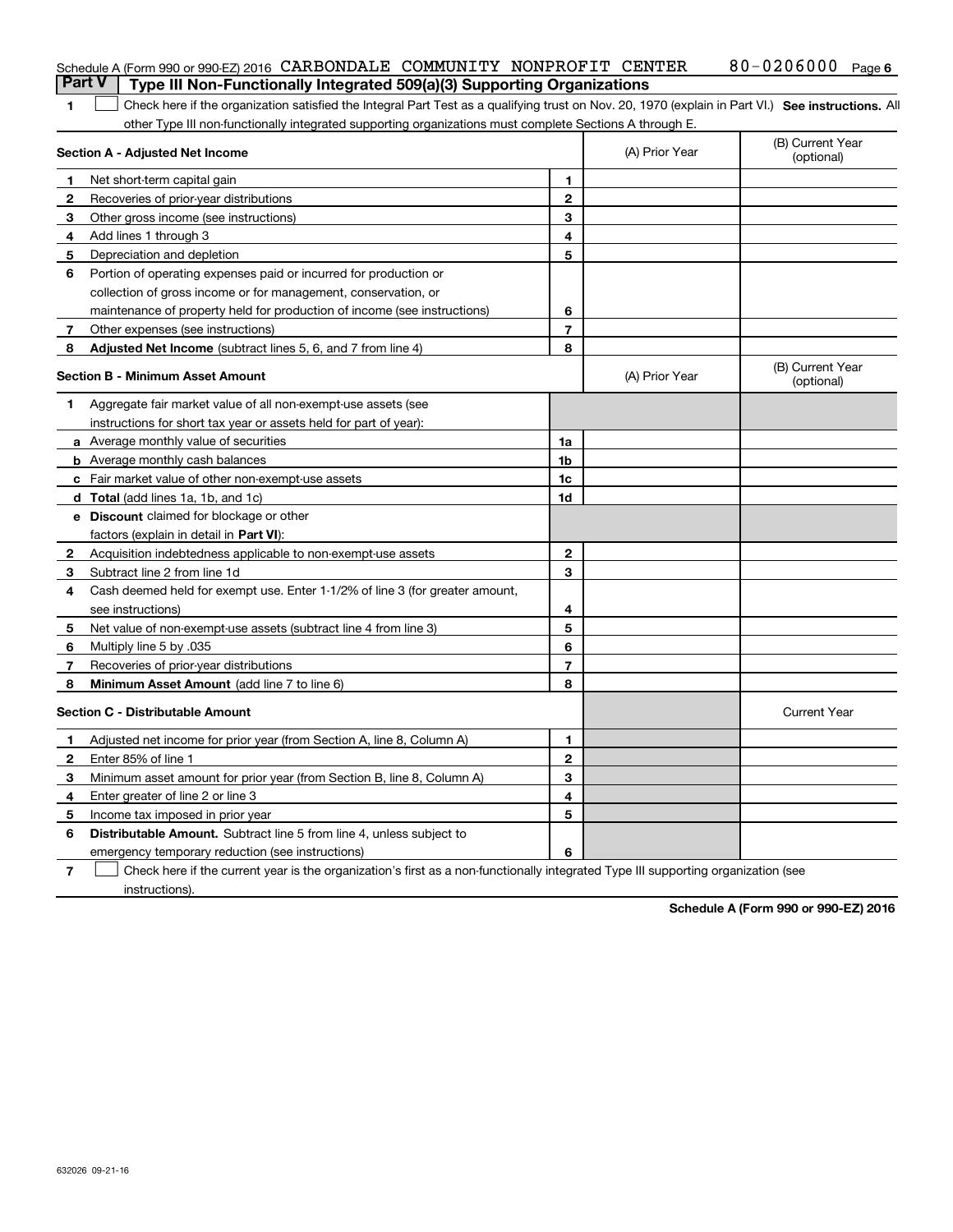Schedule A (Form 990 or 990-EZ) 2016 CARBONDALE COMMUNITY NONPROFIT CENTER 80-0206000 Page 6

## Part V Type III Non-Functionally Integrated 509(a)(3) Supporting Organizations

1 ☐ Check here if the organization satisfied the Integral Part Test as a qualifying trust on Nov. 20, 1970 (explain in Part VI.) **See instructions.** All other Type III non-functionally integrated supporting organizations must complete Sections A through E.

| **Section A - Adjusted Net Income** | | | (A) Prior Year | (B) Current Year (optional) |
|---|---|---|---|---|
| 1 | Net short-term capital gain | 1 | | |
| 2 | Recoveries of prior-year distributions | 2 | | |
| 3 | Other gross income (see instructions) | 3 | | |
| 4 | Add lines 1 through 3 | 4 | | |
| 5 | Depreciation and depletion | 5 | | |
| 6 | Portion of operating expenses paid or incurred for production or collection of gross income or for management, conservation, or maintenance of property held for production of income (see instructions) | 6 | | |
| 7 | Other expenses (see instructions) | 7 | | |
| 8 | **Adjusted Net Income** (subtract lines 5, 6, and 7 from line 4) | 8 | | |

| **Section B - Minimum Asset Amount** | | | (A) Prior Year | (B) Current Year (optional) |
|---|---|---|---|---|
| 1 | Aggregate fair market value of all non-exempt-use assets (see instructions for short tax year or assets held for part of year): | | | |
| a | Average monthly value of securities | 1a | | |
| b | Average monthly cash balances | 1b | | |
| c | Fair market value of other non-exempt-use assets | 1c | | |
| d | **Total** (add lines 1a, 1b, and 1c) | 1d | | |
| e | **Discount** claimed for blockage or other factors (explain in detail in **Part VI**): | | | |
| 2 | Acquisition indebtedness applicable to non-exempt-use assets | 2 | | |
| 3 | Subtract line 2 from line 1d | 3 | | |
| 4 | Cash deemed held for exempt use. Enter 1-1/2% of line 3 (for greater amount, see instructions) | 4 | | |
| 5 | Net value of non-exempt-use assets (subtract line 4 from line 3) | 5 | | |
| 6 | Multiply line 5 by .035 | 6 | | |
| 7 | Recoveries of prior-year distributions | 7 | | |
| 8 | **Minimum Asset Amount** (add line 7 to line 6) | 8 | | |

| **Section C - Distributable Amount** | | | | Current Year |
|---|---|---|---|---|
| 1 | Adjusted net income for prior year (from Section A, line 8, Column A) | 1 | | |
| 2 | Enter 85% of line 1 | 2 | | |
| 3 | Minimum asset amount for prior year (from Section B, line 8, Column A) | 3 | | |
| 4 | Enter greater of line 2 or line 3 | 4 | | |
| 5 | Income tax imposed in prior year | 5 | | |
| 6 | **Distributable Amount.** Subtract line 5 from line 4, unless subject to emergency temporary reduction (see instructions) | 6 | | |

7 ☐ Check here if the current year is the organization's first as a non-functionally integrated Type III supporting organization (see instructions).

**Schedule A (Form 990 or 990-EZ) 2016**

632026 09-21-16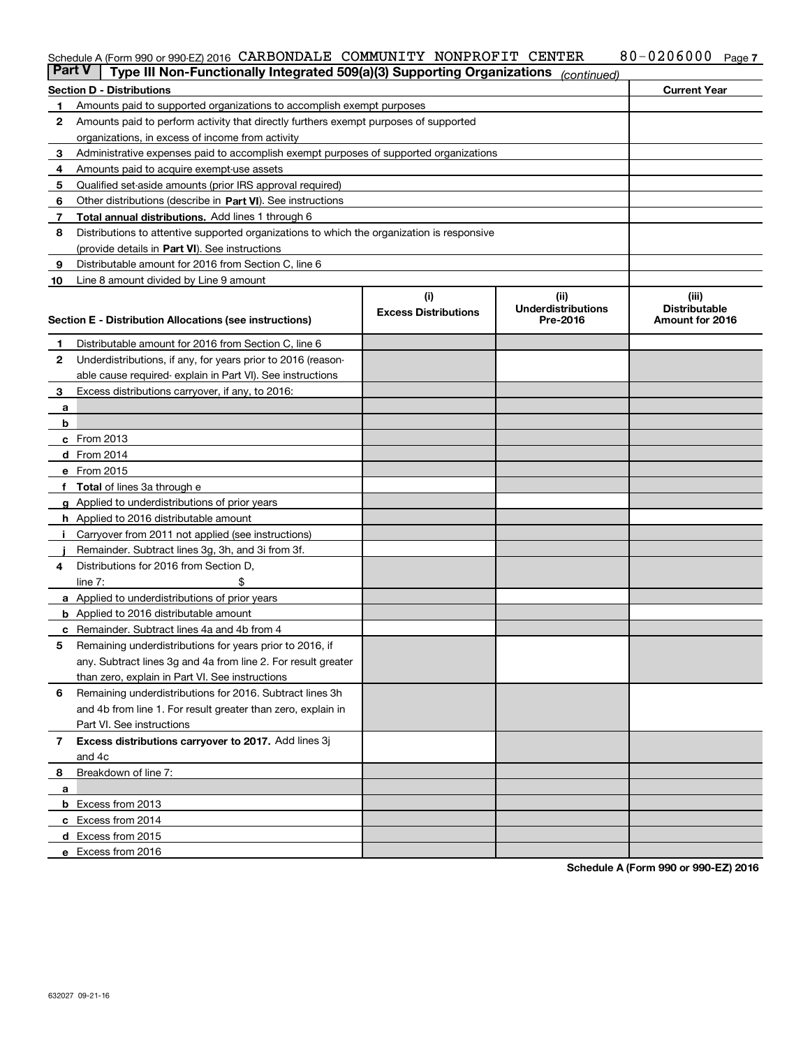Schedule A (Form 990 or 990-EZ) 2016 CARBONDALE COMMUNITY NONPROFIT CENTER 80-0206000 Page 7

## Part V | Type III Non-Functionally Integrated 509(a)(3) Supporting Organizations (continued)

| Section D - Distributions | | Current Year |
|---|---|---|
| 1 | Amounts paid to supported organizations to accomplish exempt purposes | |
| 2 | Amounts paid to perform activity that directly furthers exempt purposes of supported organizations, in excess of income from activity | |
| 3 | Administrative expenses paid to accomplish exempt purposes of supported organizations | |
| 4 | Amounts paid to acquire exempt-use assets | |
| 5 | Qualified set-aside amounts (prior IRS approval required) | |
| 6 | Other distributions (describe in **Part VI**). See instructions | |
| 7 | **Total annual distributions.** Add lines 1 through 6 | |
| 8 | Distributions to attentive supported organizations to which the organization is responsive (provide details in **Part VI**). See instructions | |
| 9 | Distributable amount for 2016 from Section C, line 6 | |
| 10 | Line 8 amount divided by Line 9 amount | |

| Section E - Distribution Allocations (see instructions) | (i) Excess Distributions | (ii) Underdistributions Pre-2016 | (iii) Distributable Amount for 2016 |
|---|---|---|---|
| 1 Distributable amount for 2016 from Section C, line 6 | | | |
| 2 Underdistributions, if any, for years prior to 2016 (reasonable cause required- explain in Part VI). See instructions | | | |
| 3 Excess distributions carryover, if any, to 2016: | | | |
| a | | | |
| b | | | |
| c From 2013 | | | |
| d From 2014 | | | |
| e From 2015 | | | |
| f **Total** of lines 3a through e | | | |
| g Applied to underdistributions of prior years | | | |
| h Applied to 2016 distributable amount | | | |
| i Carryover from 2011 not applied (see instructions) | | | |
| j Remainder. Subtract lines 3g, 3h, and 3i from 3f. | | | |
| 4 Distributions for 2016 from Section D, line 7: $ | | | |
| a Applied to underdistributions of prior years | | | |
| b Applied to 2016 distributable amount | | | |
| c Remainder. Subtract lines 4a and 4b from 4 | | | |
| 5 Remaining underdistributions for years prior to 2016, if any. Subtract lines 3g and 4a from line 2. For result greater than zero, explain in Part VI. See instructions | | | |
| 6 Remaining underdistributions for 2016. Subtract lines 3h and 4b from line 1. For result greater than zero, explain in Part VI. See instructions | | | |
| 7 **Excess distributions carryover to 2017.** Add lines 3j and 4c | | | |
| 8 Breakdown of line 7: | | | |
| a | | | |
| b Excess from 2013 | | | |
| c Excess from 2014 | | | |
| d Excess from 2015 | | | |
| e Excess from 2016 | | | |

**Schedule A (Form 990 or 990-EZ) 2016**

632027 09-21-16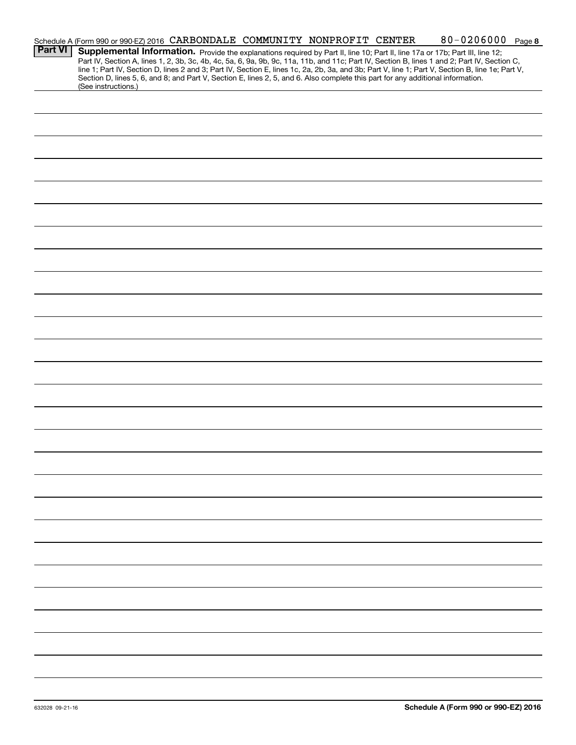Schedule A (Form 990 or 990-EZ) 2016 CARBONDALE COMMUNITY NONPROFIT CENTER 80-0206000 Page 8

**Part VI** **Supplemental Information.** Provide the explanations required by Part II, line 10; Part II, line 17a or 17b; Part III, line 12; Part IV, Section A, lines 1, 2, 3b, 3c, 4b, 4c, 5a, 6, 9a, 9b, 9c, 11a, 11b, and 11c; Part IV, Section B, lines 1 and 2; Part IV, Section C, line 1; Part IV, Section D, lines 2 and 3; Part IV, Section E, lines 1c, 2a, 2b, 3a, and 3b; Part V, line 1; Part V, Section B, line 1e; Part V, Section D, lines 5, 6, and 8; and Part V, Section E, lines 2, 5, and 6. Also complete this part for any additional information. (See instructions.)

632028 09-21-16

**Schedule A (Form 990 or 990-EZ) 2016**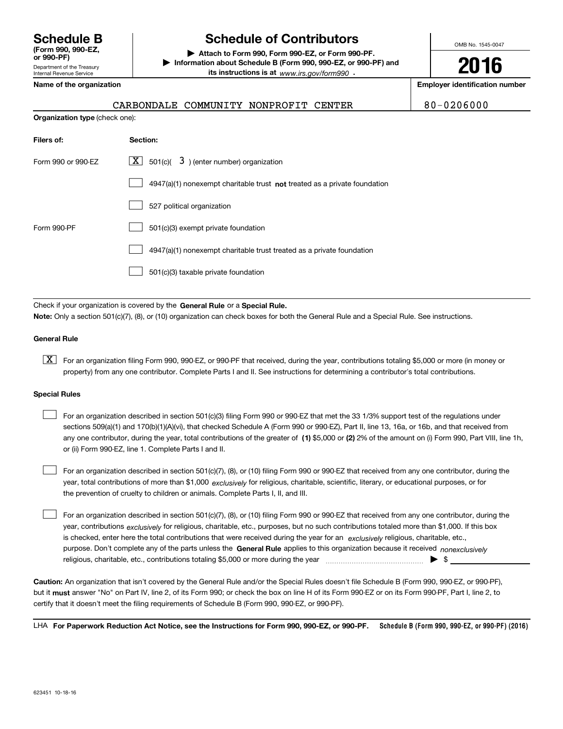# Schedule B

**(Form 990, 990-EZ, or 990-PF)**

Department of the Treasury
Internal Revenue Service

# Schedule of Contributors

▶ **Attach to Form 990, Form 990-EZ, or Form 990-PF.**

▶ **Information about Schedule B (Form 990, 990-EZ, or 990-PF) and its instructions is at** *www.irs.gov/form990* .

OMB No. 1545-0047

**2016**

**Name of the organization**

CARBONDALE COMMUNITY NONPROFIT CENTER

**Employer identification number**

80-0206000

**Organization type** (check one):

| **Filers of:** | **Section:** |
|---|---|
| Form 990 or 990-EZ | [X] 501(c)( 3 ) (enter number) organization |
| | [ ] 4947(a)(1) nonexempt charitable trust **not** treated as a private foundation |
| | [ ] 527 political organization |
| Form 990-PF | [ ] 501(c)(3) exempt private foundation |
| | [ ] 4947(a)(1) nonexempt charitable trust treated as a private foundation |
| | [ ] 501(c)(3) taxable private foundation |

Check if your organization is covered by the **General Rule** or a **Special Rule.**

**Note:** Only a section 501(c)(7), (8), or (10) organization can check boxes for both the General Rule and a Special Rule. See instructions.

**General Rule**

[X] For an organization filing Form 990, 990-EZ, or 990-PF that received, during the year, contributions totaling $5,000 or more (in money or property) from any one contributor. Complete Parts I and II. See instructions for determining a contributor's total contributions.

**Special Rules**

[ ] For an organization described in section 501(c)(3) filing Form 990 or 990-EZ that met the 33 1/3% support test of the regulations under sections 509(a)(1) and 170(b)(1)(A)(vi), that checked Schedule A (Form 990 or 990-EZ), Part II, line 13, 16a, or 16b, and that received from any one contributor, during the year, total contributions of the greater of **(1)** $5,000 or **(2)** 2% of the amount on (i) Form 990, Part VIII, line 1h, or (ii) Form 990-EZ, line 1. Complete Parts I and II.

[ ] For an organization described in section 501(c)(7), (8), or (10) filing Form 990 or 990-EZ that received from any one contributor, during the year, total contributions of more than $1,000 *exclusively* for religious, charitable, scientific, literary, or educational purposes, or for the prevention of cruelty to children or animals. Complete Parts I, II, and III.

[ ] For an organization described in section 501(c)(7), (8), or (10) filing Form 990 or 990-EZ that received from any one contributor, during the year, contributions *exclusively* for religious, charitable, etc., purposes, but no such contributions totaled more than $1,000. If this box is checked, enter here the total contributions that were received during the year for an *exclusively* religious, charitable, etc., purpose. Don't complete any of the parts unless the **General Rule** applies to this organization because it received *nonexclusively* religious, charitable, etc., contributions totaling $5,000 or more during the year ▶ $ ____________

**Caution:** An organization that isn't covered by the General Rule and/or the Special Rules doesn't file Schedule B (Form 990, 990-EZ, or 990-PF), but it **must** answer "No" on Part IV, line 2, of its Form 990; or check the box on line H of its Form 990-EZ or on its Form 990-PF, Part I, line 2, to certify that it doesn't meet the filing requirements of Schedule B (Form 990, 990-EZ, or 990-PF).

LHA **For Paperwork Reduction Act Notice, see the Instructions for Form 990, 990-EZ, or 990-PF.** **Schedule B (Form 990, 990-EZ, or 990-PF) (2016)**

623451 10-18-16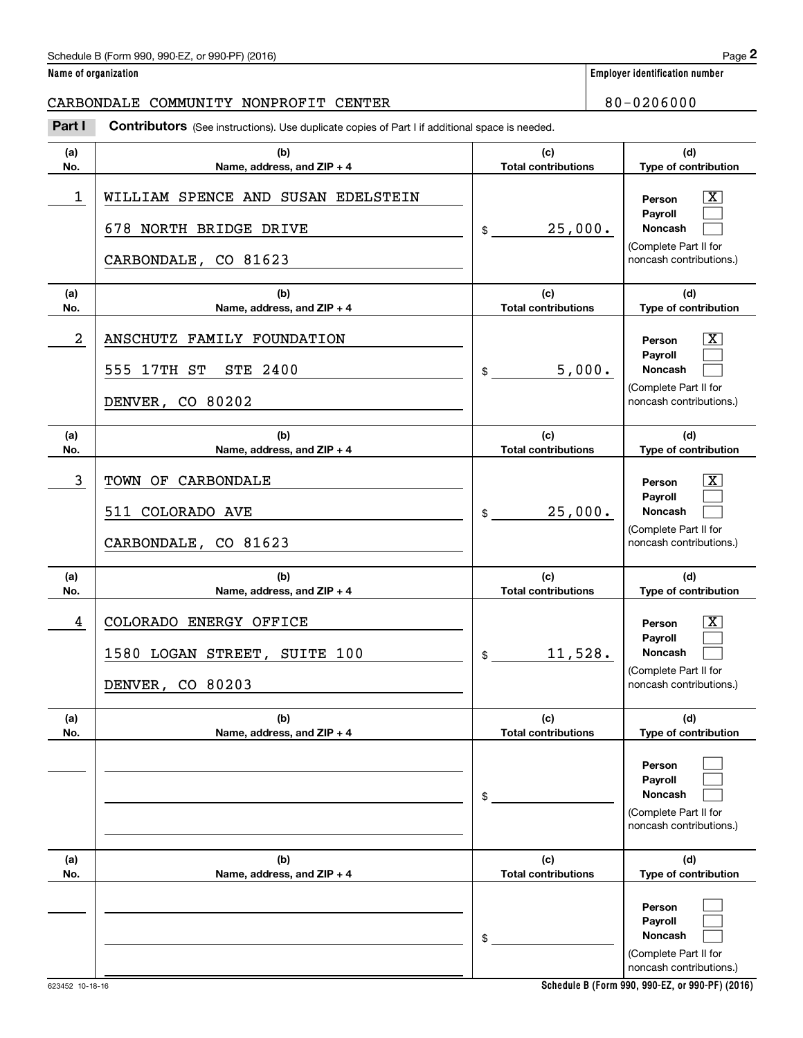**Name of organization**

CARBONDALE COMMUNITY NONPROFIT CENTER

**Employer identification number**

80-0206000

**Part I** **Contributors** (See instructions). Use duplicate copies of Part I if additional space is needed.

| (a) No. | (b) Name, address, and ZIP + 4 | (c) Total contributions | (d) Type of contribution |
|---|---|---|---|
| 1 | WILLIAM SPENCE AND SUSAN EDELSTEIN<br>678 NORTH BRIDGE DRIVE<br>CARBONDALE, CO 81623 | $ 25,000. | Person [X]<br>Payroll [ ]<br>Noncash [ ]<br>(Complete Part II for noncash contributions.) |
| 2 | ANSCHUTZ FAMILY FOUNDATION<br>555 17TH ST STE 2400<br>DENVER, CO 80202 | $ 5,000. | Person [X]<br>Payroll [ ]<br>Noncash [ ]<br>(Complete Part II for noncash contributions.) |
| 3 | TOWN OF CARBONDALE<br>511 COLORADO AVE<br>CARBONDALE, CO 81623 | $ 25,000. | Person [X]<br>Payroll [ ]<br>Noncash [ ]<br>(Complete Part II for noncash contributions.) |
| 4 | COLORADO ENERGY OFFICE<br>1580 LOGAN STREET, SUITE 100<br>DENVER, CO 80203 | $ 11,528. | Person [X]<br>Payroll [ ]<br>Noncash [ ]<br>(Complete Part II for noncash contributions.) |
| | | $ | Person [ ]<br>Payroll [ ]<br>Noncash [ ]<br>(Complete Part II for noncash contributions.) |
| | | $ | Person [ ]<br>Payroll [ ]<br>Noncash [ ]<br>(Complete Part II for noncash contributions.) |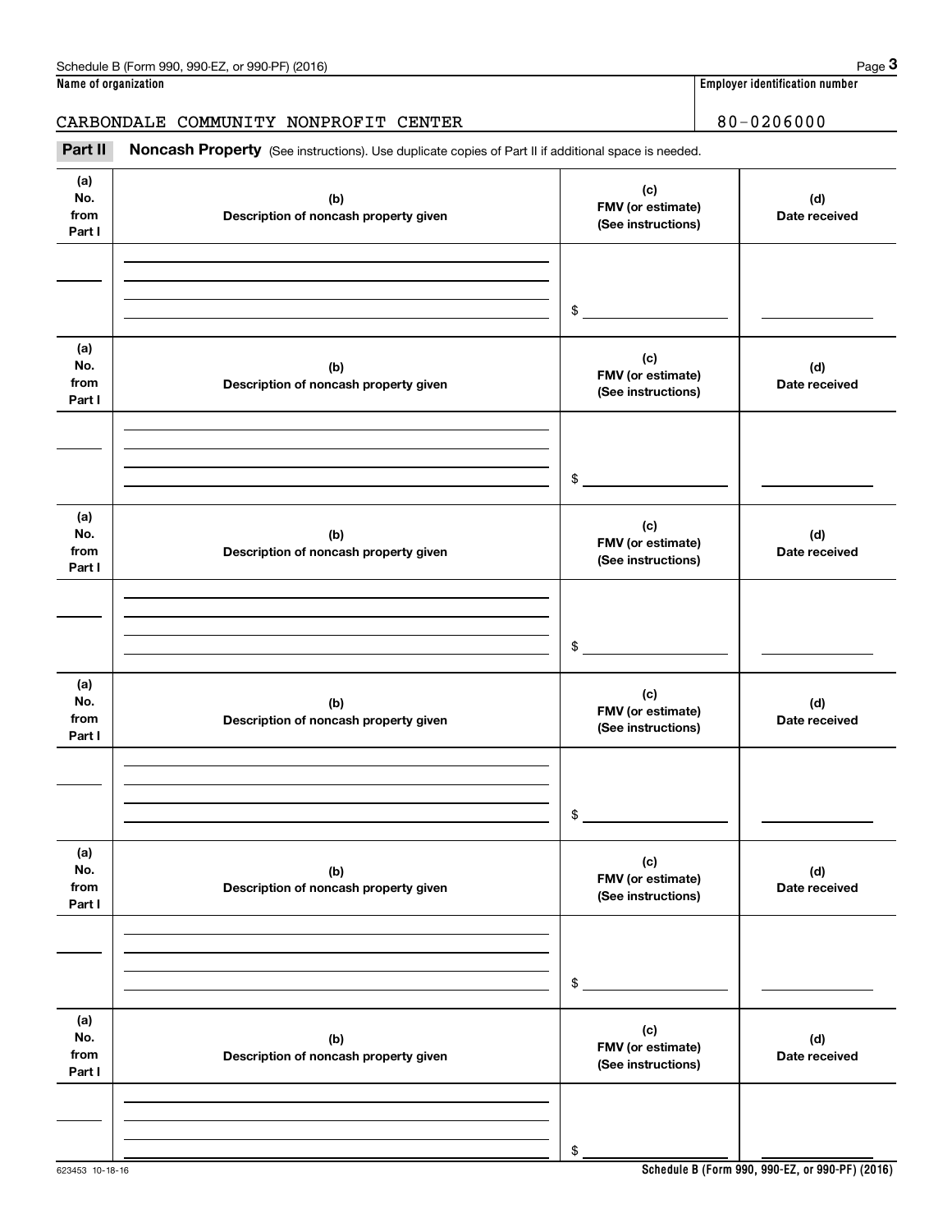**Name of organization**

CARBONDALE COMMUNITY NONPROFIT CENTER

**Employer identification number**

80-0206000

**Part II** **Noncash Property** (See instructions). Use duplicate copies of Part II if additional space is needed.

| (a) No. from Part I | (b) Description of noncash property given | (c) FMV (or estimate) (See instructions) | (d) Date received |
|---|---|---|---|
| | | $ | |

| (a) No. from Part I | (b) Description of noncash property given | (c) FMV (or estimate) (See instructions) | (d) Date received |
|---|---|---|---|
| | | $ | |

| (a) No. from Part I | (b) Description of noncash property given | (c) FMV (or estimate) (See instructions) | (d) Date received |
|---|---|---|---|
| | | $ | |

| (a) No. from Part I | (b) Description of noncash property given | (c) FMV (or estimate) (See instructions) | (d) Date received |
|---|---|---|---|
| | | $ | |

| (a) No. from Part I | (b) Description of noncash property given | (c) FMV (or estimate) (See instructions) | (d) Date received |
|---|---|---|---|
| | | $ | |

| (a) No. from Part I | (b) Description of noncash property given | (c) FMV (or estimate) (See instructions) | (d) Date received |
|---|---|---|---|
| | | $ | |

623453 10-18-16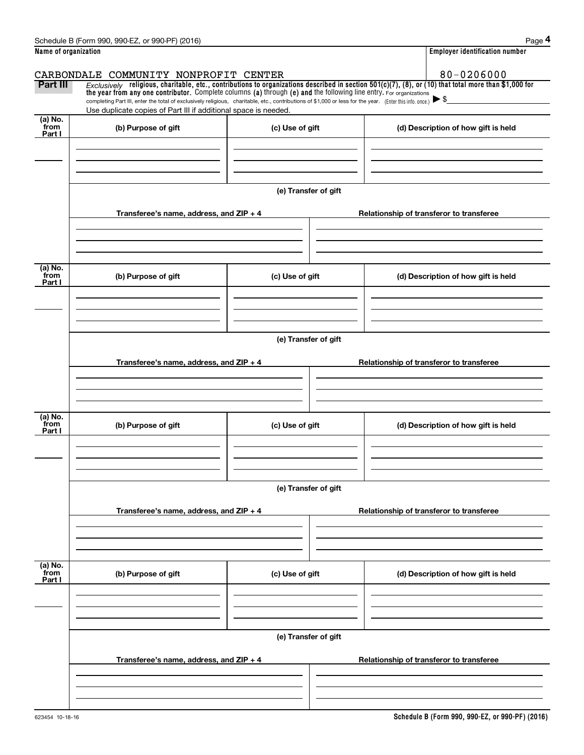Schedule B (Form 990, 990-EZ, or 990-PF) (2016)

| Name of organization | Employer identification number |
|---|---|
| CARBONDALE COMMUNITY NONPROFIT CENTER | 80-0206000 |

**Part III** *Exclusively* **religious, charitable, etc., contributions to organizations described in section 501(c)(7), (8), or (10) that total more than $1,000 for the year from any one contributor.** Complete columns **(a)** through **(e) and** the following line entry. For organizations completing Part III, enter the total of exclusively religious, charitable, etc., contributions of $1,000 or less for the year. (Enter this info. once.) ▶ $

Use duplicate copies of Part III if additional space is needed.

| (a) No. from Part I | (b) Purpose of gift | (c) Use of gift | (d) Description of how gift is held |
|---|---|---|---|
| | | | |

(e) Transfer of gift

| Transferee's name, address, and ZIP + 4 | Relationship of transferor to transferee |
|---|---|
| | |

| (a) No. from Part I | (b) Purpose of gift | (c) Use of gift | (d) Description of how gift is held |
|---|---|---|---|
| | | | |

(e) Transfer of gift

| Transferee's name, address, and ZIP + 4 | Relationship of transferor to transferee |
|---|---|
| | |

| (a) No. from Part I | (b) Purpose of gift | (c) Use of gift | (d) Description of how gift is held |
|---|---|---|---|
| | | | |

(e) Transfer of gift

| Transferee's name, address, and ZIP + 4 | Relationship of transferor to transferee |
|---|---|
| | |

| (a) No. from Part I | (b) Purpose of gift | (c) Use of gift | (d) Description of how gift is held |
|---|---|---|---|
| | | | |

(e) Transfer of gift

| Transferee's name, address, and ZIP + 4 | Relationship of transferor to transferee |
|---|---|
| | |

623454 10-18-16

**Schedule B (Form 990, 990-EZ, or 990-PF) (2016)**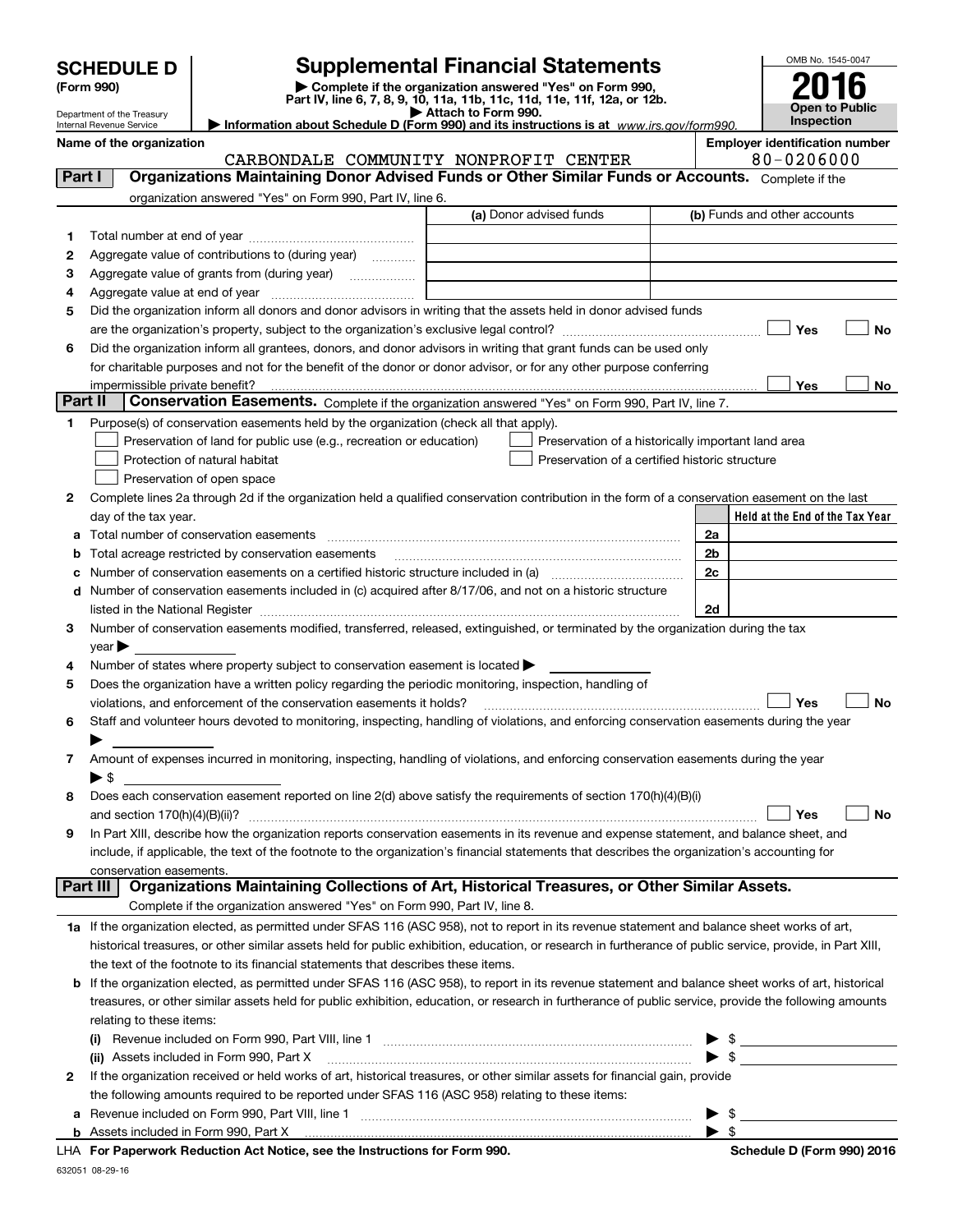**SCHEDULE D (Form 990)**

Department of the Treasury
Internal Revenue Service

# Supplemental Financial Statements

▶ Complete if the organization answered "Yes" on Form 990, Part IV, line 6, 7, 8, 9, 10, 11a, 11b, 11c, 11d, 11e, 11f, 12a, or 12b.
▶ Attach to Form 990.
▶ Information about Schedule D (Form 990) and its instructions is at *www.irs.gov/form990.*

OMB No. 1545-0047
**2016**
**Open to Public Inspection**

**Name of the organization**
CARBONDALE COMMUNITY NONPROFIT CENTER

**Employer identification number**
80-0206000

## Part I Organizations Maintaining Donor Advised Funds or Other Similar Funds or Accounts.

Complete if the organization answered "Yes" on Form 990, Part IV, line 6.

| | | (a) Donor advised funds | (b) Funds and other accounts |
|---|---|---|---|
| 1 | Total number at end of year | | |
| 2 | Aggregate value of contributions to (during year) | | |
| 3 | Aggregate value of grants from (during year) | | |
| 4 | Aggregate value at end of year | | |

5 Did the organization inform all donors and donor advisors in writing that the assets held in donor advised funds are the organization's property, subject to the organization's exclusive legal control? ☐ Yes ☐ No

6 Did the organization inform all grantees, donors, and donor advisors in writing that grant funds can be used only for charitable purposes and not for the benefit of the donor or donor advisor, or for any other purpose conferring impermissible private benefit? ☐ Yes ☐ No

## Part II Conservation Easements.

Complete if the organization answered "Yes" on Form 990, Part IV, line 7.

1 Purpose(s) of conservation easements held by the organization (check all that apply).

☐ Preservation of land for public use (e.g., recreation or education)
☐ Protection of natural habitat
☐ Preservation of open space
☐ Preservation of a historically important land area
☐ Preservation of a certified historic structure

2 Complete lines 2a through 2d if the organization held a qualified conservation contribution in the form of a conservation easement on the last day of the tax year.

| | | | Held at the End of the Tax Year |
|---|---|---|---|
| a | Total number of conservation easements | 2a | |
| b | Total acreage restricted by conservation easements | 2b | |
| c | Number of conservation easements on a certified historic structure included in (a) | 2c | |
| d | Number of conservation easements included in (c) acquired after 8/17/06, and not on a historic structure listed in the National Register | 2d | |

3 Number of conservation easements modified, transferred, released, extinguished, or terminated by the organization during the tax year ▶

4 Number of states where property subject to conservation easement is located ▶

5 Does the organization have a written policy regarding the periodic monitoring, inspection, handling of violations, and enforcement of the conservation easements it holds? ☐ Yes ☐ No

6 Staff and volunteer hours devoted to monitoring, inspecting, handling of violations, and enforcing conservation easements during the year ▶

7 Amount of expenses incurred in monitoring, inspecting, handling of violations, and enforcing conservation easements during the year ▶ $

8 Does each conservation easement reported on line 2(d) above satisfy the requirements of section 170(h)(4)(B)(i) and section 170(h)(4)(B)(ii)? ☐ Yes ☐ No

9 In Part XIII, describe how the organization reports conservation easements in its revenue and expense statement, and balance sheet, and include, if applicable, the text of the footnote to the organization's financial statements that describes the organization's accounting for conservation easements.

## Part III Organizations Maintaining Collections of Art, Historical Treasures, or Other Similar Assets.

Complete if the organization answered "Yes" on Form 990, Part IV, line 8.

1a If the organization elected, as permitted under SFAS 116 (ASC 958), not to report in its revenue statement and balance sheet works of art, historical treasures, or other similar assets held for public exhibition, education, or research in furtherance of public service, provide, in Part XIII, the text of the footnote to its financial statements that describes these items.

b If the organization elected, as permitted under SFAS 116 (ASC 958), to report in its revenue statement and balance sheet works of art, historical treasures, or other similar assets held for public exhibition, education, or research in furtherance of public service, provide the following amounts relating to these items:

(i) Revenue included on Form 990, Part VIII, line 1 ▶ $

(ii) Assets included in Form 990, Part X ▶ $

2 If the organization received or held works of art, historical treasures, or other similar assets for financial gain, provide the following amounts required to be reported under SFAS 116 (ASC 958) relating to these items:

a Revenue included on Form 990, Part VIII, line 1 ▶ $

b Assets included in Form 990, Part X ▶ $

LHA **For Paperwork Reduction Act Notice, see the Instructions for Form 990.** **Schedule D (Form 990) 2016**

632051 08-29-16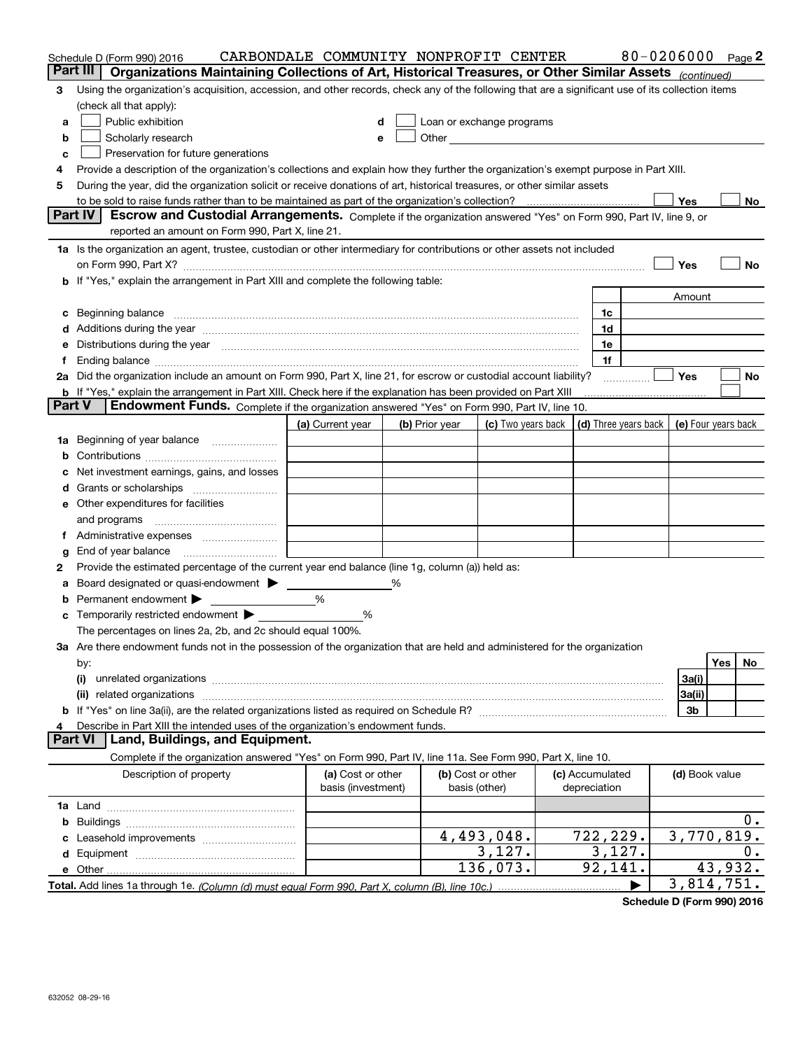Schedule D (Form 990) 2016 CARBONDALE COMMUNITY NONPROFIT CENTER 80-0206000 Page 2

**Part III** **Organizations Maintaining Collections of Art, Historical Treasures, or Other Similar Assets** *(continued)*

3 Using the organization's acquisition, accession, and other records, check any of the following that are a significant use of its collection items (check all that apply):

a ☐ Public exhibition  d ☐ Loan or exchange programs
b ☐ Scholarly research  e ☐ Other
c ☐ Preservation for future generations

4 Provide a description of the organization's collections and explain how they further the organization's exempt purpose in Part XIII.

5 During the year, did the organization solicit or receive donations of art, historical treasures, or other similar assets to be sold to raise funds rather than to be maintained as part of the organization's collection? ☐ Yes ☐ No

**Part IV** **Escrow and Custodial Arrangements.** Complete if the organization answered "Yes" on Form 990, Part IV, line 9, or reported an amount on Form 990, Part X, line 21.

1a Is the organization an agent, trustee, custodian or other intermediary for contributions or other assets not included on Form 990, Part X? ☐ Yes ☐ No

b If "Yes," explain the arrangement in Part XIII and complete the following table:

| | | Amount |
|---|---|---|
| c Beginning balance | 1c | |
| d Additions during the year | 1d | |
| e Distributions during the year | 1e | |
| f Ending balance | 1f | |

2a Did the organization include an amount on Form 990, Part X, line 21, for escrow or custodial account liability? ☐ Yes ☐ No

b If "Yes," explain the arrangement in Part XIII. Check here if the explanation has been provided on Part XIII ☐

**Part V** **Endowment Funds.** Complete if the organization answered "Yes" on Form 990, Part IV, line 10.

| | (a) Current year | (b) Prior year | (c) Two years back | (d) Three years back | (e) Four years back |
|---|---|---|---|---|---|
| 1a Beginning of year balance | | | | | |
| b Contributions | | | | | |
| c Net investment earnings, gains, and losses | | | | | |
| d Grants or scholarships | | | | | |
| e Other expenditures for facilities and programs | | | | | |
| f Administrative expenses | | | | | |
| g End of year balance | | | | | |

2 Provide the estimated percentage of the current year end balance (line 1g, column (a)) held as:

a Board designated or quasi-endowment ▶ %
b Permanent endowment ▶ %
c Temporarily restricted endowment ▶ %

The percentages on lines 2a, 2b, and 2c should equal 100%.

3a Are there endowment funds not in the possession of the organization that are held and administered for the organization by:

| | | Yes | No |
|---|---|---|---|
| (i) unrelated organizations | 3a(i) | | |
| (ii) related organizations | 3a(ii) | | |
| b If "Yes" on line 3a(ii), are the related organizations listed as required on Schedule R? | 3b | | |

4 Describe in Part XIII the intended uses of the organization's endowment funds.

**Part VI** **Land, Buildings, and Equipment.**

Complete if the organization answered "Yes" on Form 990, Part IV, line 11a. See Form 990, Part X, line 10.

| Description of property | (a) Cost or other basis (investment) | (b) Cost or other basis (other) | (c) Accumulated depreciation | (d) Book value |
|---|---|---|---|---|
| 1a Land | | | | |
| b Buildings | | | | 0. |
| c Leasehold improvements | | 4,493,048. | 722,229. | 3,770,819. |
| d Equipment | | 3,127. | 3,127. | 0. |
| e Other | | 136,073. | 92,141. | 43,932. |
| Total. Add lines 1a through 1e. *(Column (d) must equal Form 990, Part X, column (B), line 10c.)* | | | ▶ | 3,814,751. |

Schedule D (Form 990) 2016

632052 08-29-16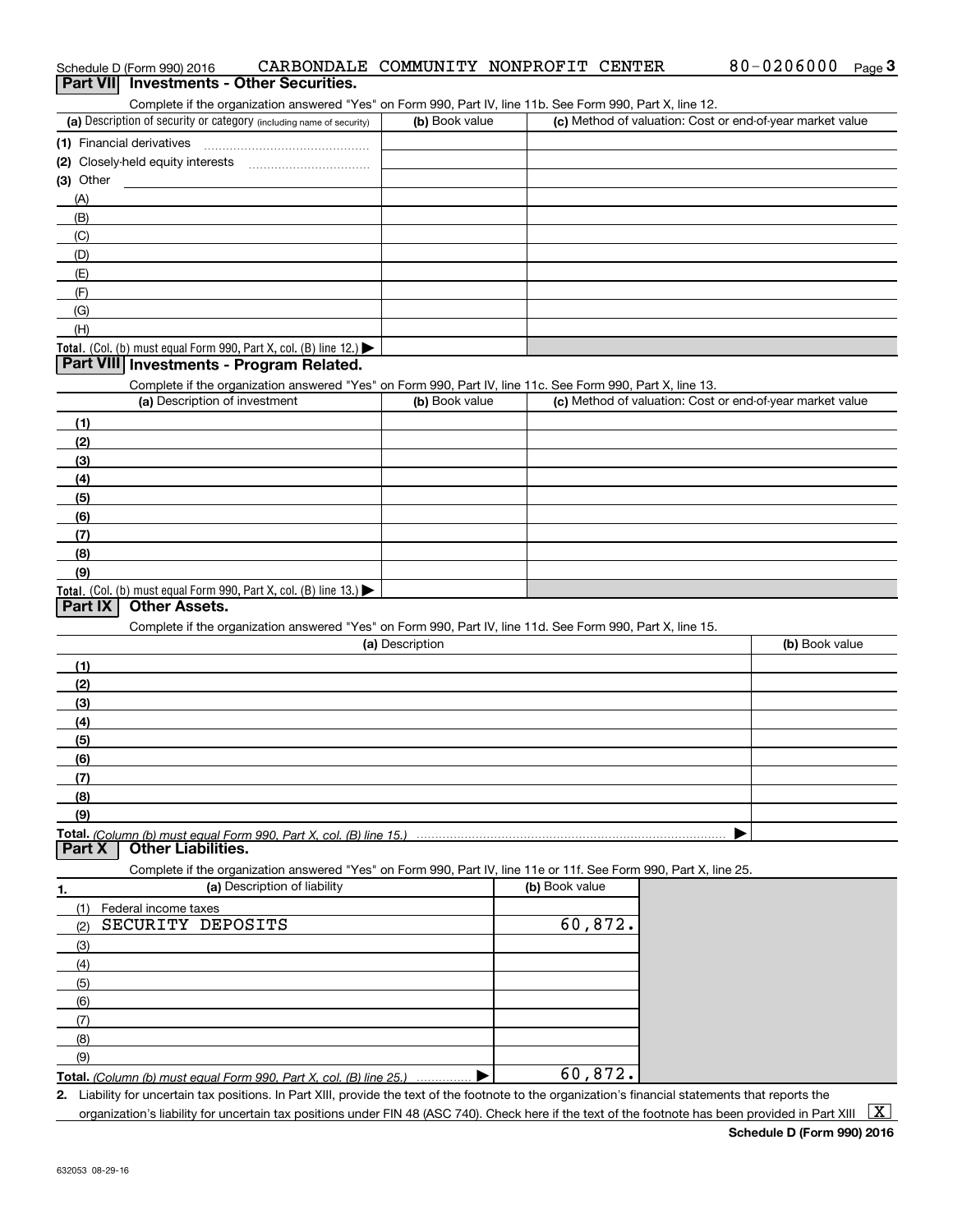Schedule D (Form 990) 2016    CARBONDALE COMMUNITY NONPROFIT CENTER    80-0206000    Page 3

## Part VII Investments - Other Securities.

Complete if the organization answered "Yes" on Form 990, Part IV, line 11b. See Form 990, Part X, line 12.

| (a) Description of security or category (including name of security) | (b) Book value | (c) Method of valuation: Cost or end-of-year market value |
|---|---|---|
| (1) Financial derivatives | | |
| (2) Closely-held equity interests | | |
| (3) Other | | |
| (A) | | |
| (B) | | |
| (C) | | |
| (D) | | |
| (E) | | |
| (F) | | |
| (G) | | |
| (H) | | |
| **Total.** (Col. (b) must equal Form 990, Part X, col. (B) line 12.) ▶ | | |

## Part VIII Investments - Program Related.

Complete if the organization answered "Yes" on Form 990, Part IV, line 11c. See Form 990, Part X, line 13.

| (a) Description of investment | (b) Book value | (c) Method of valuation: Cost or end-of-year market value |
|---|---|---|
| (1) | | |
| (2) | | |
| (3) | | |
| (4) | | |
| (5) | | |
| (6) | | |
| (7) | | |
| (8) | | |
| (9) | | |
| **Total.** (Col. (b) must equal Form 990, Part X, col. (B) line 13.) ▶ | | |

## Part IX Other Assets.

Complete if the organization answered "Yes" on Form 990, Part IV, line 11d. See Form 990, Part X, line 15.

| (a) Description | (b) Book value |
|---|---|
| (1) | |
| (2) | |
| (3) | |
| (4) | |
| (5) | |
| (6) | |
| (7) | |
| (8) | |
| (9) | |
| **Total.** *(Column (b) must equal Form 990, Part X, col. (B) line 15.)* ▶ | |

## Part X Other Liabilities.

Complete if the organization answered "Yes" on Form 990, Part IV, line 11e or 11f. See Form 990, Part X, line 25.

| 1. (a) Description of liability | (b) Book value |
|---|---|
| (1) Federal income taxes | |
| (2) SECURITY DEPOSITS | 60,872. |
| (3) | |
| (4) | |
| (5) | |
| (6) | |
| (7) | |
| (8) | |
| (9) | |
| **Total.** *(Column (b) must equal Form 990, Part X, col. (B) line 25.)* ▶ | 60,872. |

2. Liability for uncertain tax positions. In Part XIII, provide the text of the footnote to the organization's financial statements that reports the organization's liability for uncertain tax positions under FIN 48 (ASC 740). Check here if the text of the footnote has been provided in Part XIII [X]

**Schedule D (Form 990) 2016**

632053 08-29-16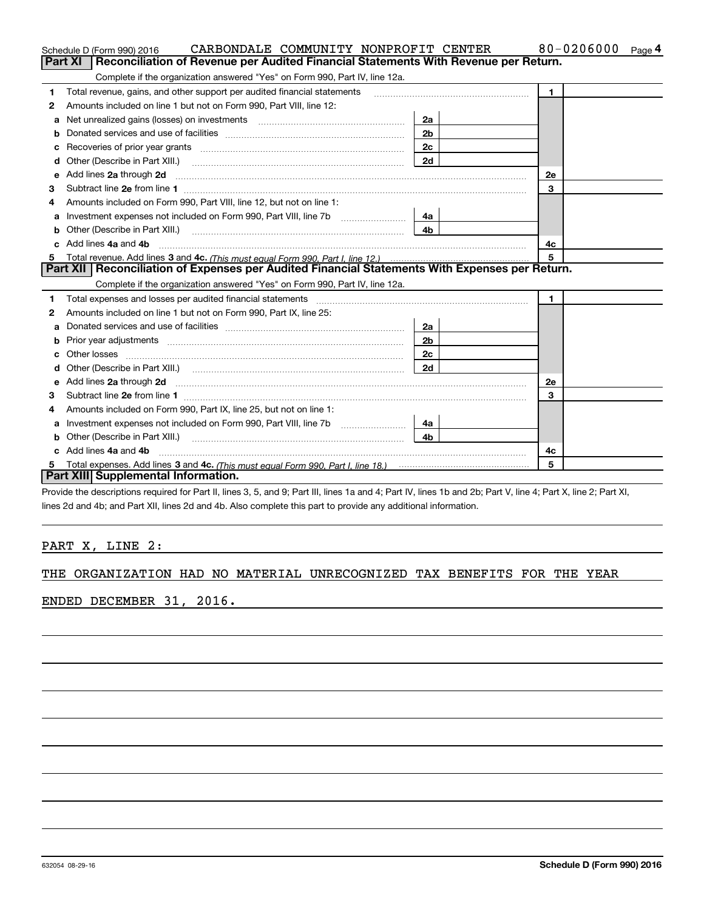Schedule D (Form 990) 2016 CARBONDALE COMMUNITY NONPROFIT CENTER 80-0206000 Page 4

## Part XI Reconciliation of Revenue per Audited Financial Statements With Revenue per Return.

Complete if the organization answered "Yes" on Form 990, Part IV, line 12a.

| | | | | | |
|---|---|---|---|---|---|
| 1 | Total revenue, gains, and other support per audited financial statements | | | 1 | |
| 2 | Amounts included on line 1 but not on Form 990, Part VIII, line 12: | | | | |
| a | Net unrealized gains (losses) on investments | 2a | | | |
| b | Donated services and use of facilities | 2b | | | |
| c | Recoveries of prior year grants | 2c | | | |
| d | Other (Describe in Part XIII.) | 2d | | | |
| e | Add lines 2a through 2d | | | 2e | |
| 3 | Subtract line 2e from line 1 | | | 3 | |
| 4 | Amounts included on Form 990, Part VIII, line 12, but not on line 1: | | | | |
| a | Investment expenses not included on Form 990, Part VIII, line 7b | 4a | | | |
| b | Other (Describe in Part XIII.) | 4b | | | |
| c | Add lines 4a and 4b | | | 4c | |
| 5 | Total revenue. Add lines 3 and 4c. *(This must equal Form 990, Part I, line 12.)* | | | 5 | |

## Part XII Reconciliation of Expenses per Audited Financial Statements With Expenses per Return.

Complete if the organization answered "Yes" on Form 990, Part IV, line 12a.

| | | | | | |
|---|---|---|---|---|---|
| 1 | Total expenses and losses per audited financial statements | | | 1 | |
| 2 | Amounts included on line 1 but not on Form 990, Part IX, line 25: | | | | |
| a | Donated services and use of facilities | 2a | | | |
| b | Prior year adjustments | 2b | | | |
| c | Other losses | 2c | | | |
| d | Other (Describe in Part XIII.) | 2d | | | |
| e | Add lines 2a through 2d | | | 2e | |
| 3 | Subtract line 2e from line 1 | | | 3 | |
| 4 | Amounts included on Form 990, Part IX, line 25, but not on line 1: | | | | |
| a | Investment expenses not included on Form 990, Part VIII, line 7b | 4a | | | |
| b | Other (Describe in Part XIII.) | 4b | | | |
| c | Add lines 4a and 4b | | | 4c | |
| 5 | Total expenses. Add lines 3 and 4c. *(This must equal Form 990, Part I, line 18.)* | | | 5 | |

## Part XIII Supplemental Information.

Provide the descriptions required for Part II, lines 3, 5, and 9; Part III, lines 1a and 4; Part IV, lines 1b and 2b; Part V, line 4; Part X, line 2; Part XI, lines 2d and 4b; and Part XII, lines 2d and 4b. Also complete this part to provide any additional information.

PART X, LINE 2:

THE ORGANIZATION HAD NO MATERIAL UNRECOGNIZED TAX BENEFITS FOR THE YEAR ENDED DECEMBER 31, 2016.

632054 08-29-16 **Schedule D (Form 990) 2016**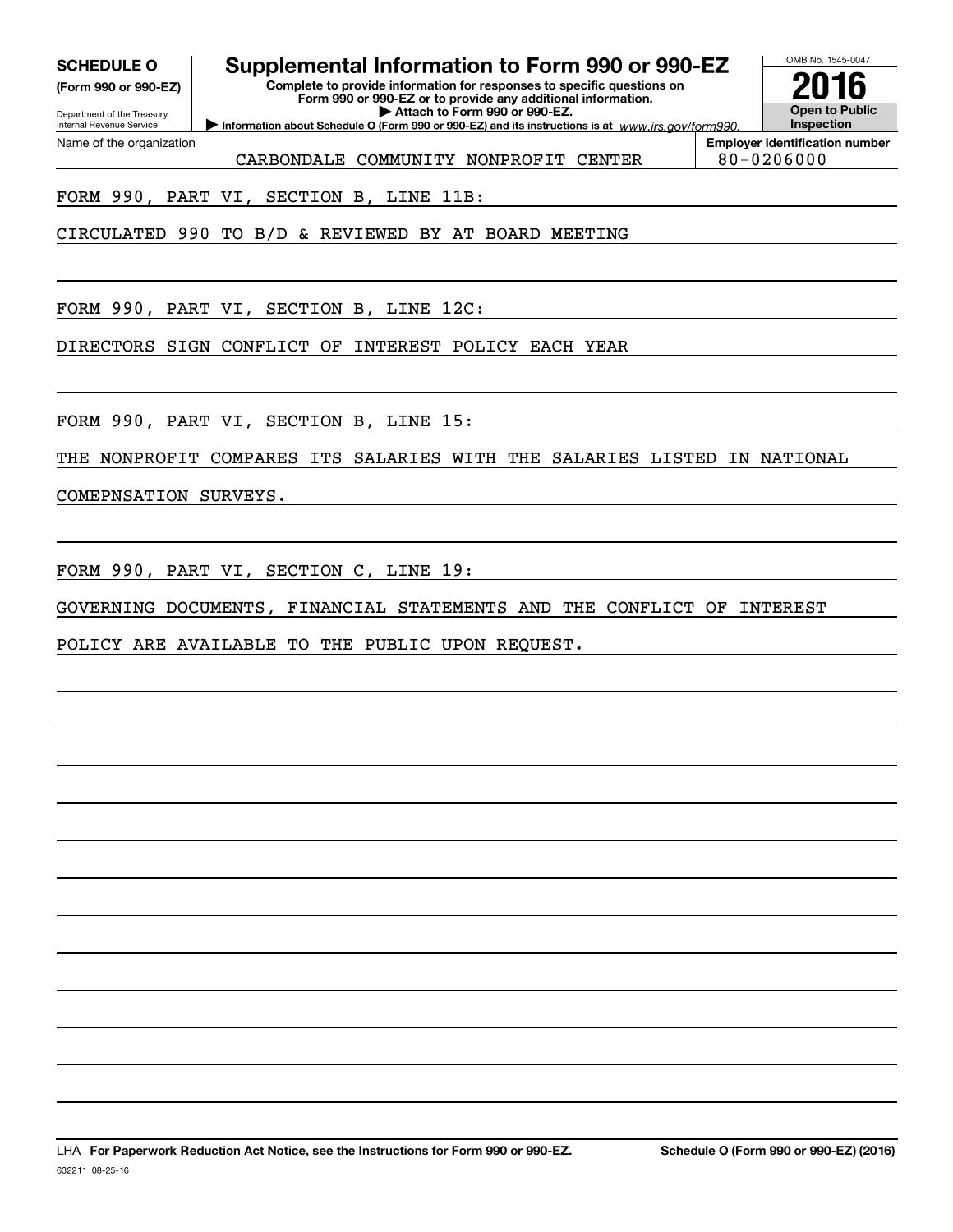**SCHEDULE O**
**(Form 990 or 990-EZ)**

Department of the Treasury
Internal Revenue Service

# Supplemental Information to Form 990 or 990-EZ

**Complete to provide information for responses to specific questions on Form 990 or 990-EZ or to provide any additional information.**
**▶ Attach to Form 990 or 990-EZ.**
**▶ Information about Schedule O (Form 990 or 990-EZ) and its instructions is at** *www.irs.gov/form990.*

OMB No. 1545-0047
**2016**
**Open to Public Inspection**

Name of the organization: CARBONDALE COMMUNITY NONPROFIT CENTER

**Employer identification number:** 80-0206000

FORM 990, PART VI, SECTION B, LINE 11B:

CIRCULATED 990 TO B/D & REVIEWED BY AT BOARD MEETING

FORM 990, PART VI, SECTION B, LINE 12C:

DIRECTORS SIGN CONFLICT OF INTEREST POLICY EACH YEAR

FORM 990, PART VI, SECTION B, LINE 15:

THE NONPROFIT COMPARES ITS SALARIES WITH THE SALARIES LISTED IN NATIONAL COMEPNSATION SURVEYS.

FORM 990, PART VI, SECTION C, LINE 19:

GOVERNING DOCUMENTS, FINANCIAL STATEMENTS AND THE CONFLICT OF INTEREST POLICY ARE AVAILABLE TO THE PUBLIC UPON REQUEST.

LHA **For Paperwork Reduction Act Notice, see the Instructions for Form 990 or 990-EZ.** **Schedule O (Form 990 or 990-EZ) (2016)**

632211 08-25-16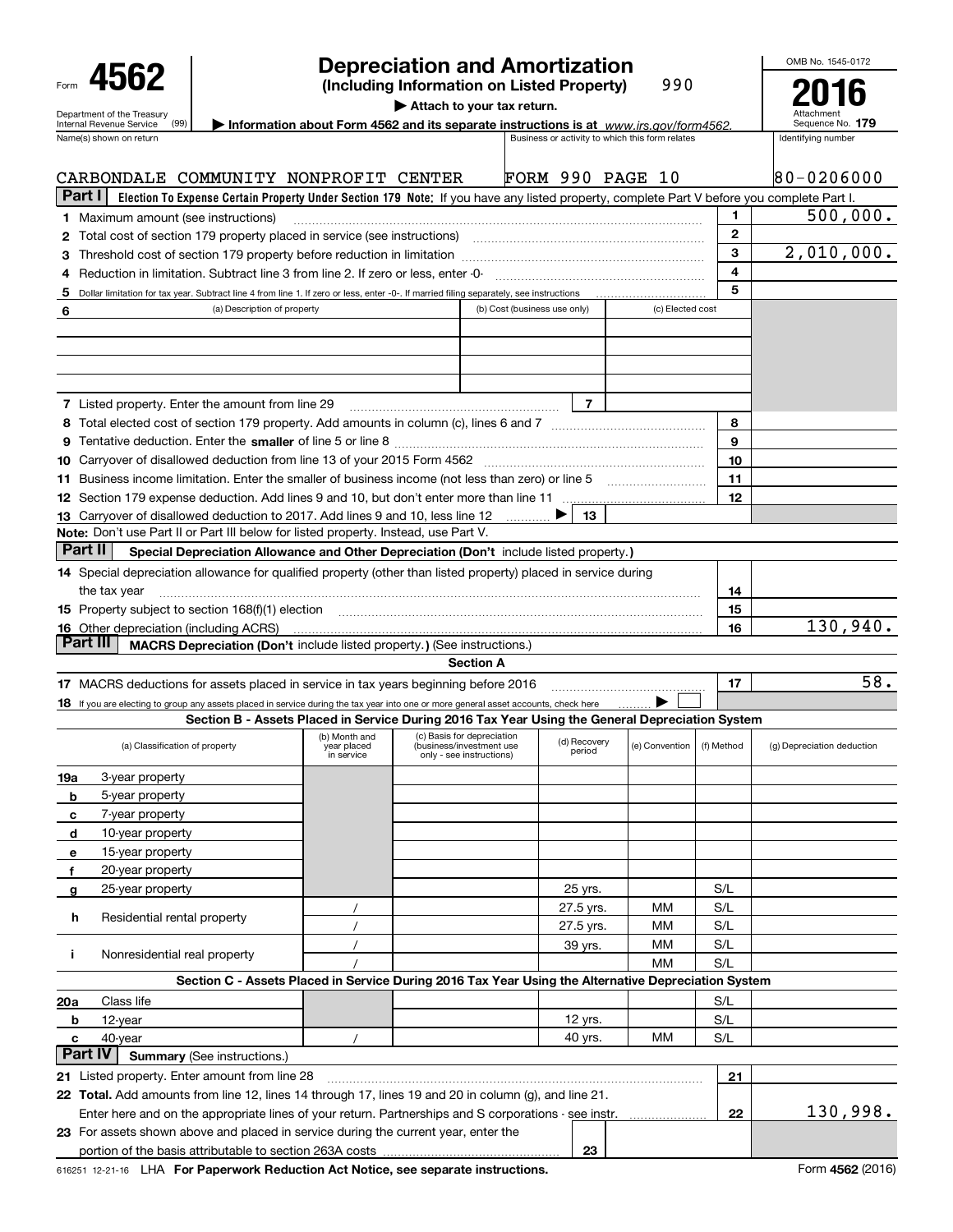Form **4562**

Department of the Treasury
Internal Revenue Service (99)

# Depreciation and Amortization

**(Including Information on Listed Property)** 990

▶ Attach to your tax return.

▶ Information about Form 4562 and its separate instructions is at *www.irs.gov/form4562.*

OMB No. 1545-0172

**2016**

Attachment Sequence No. **179**

| Name(s) shown on return | Business or activity to which this form relates | Identifying number |
|---|---|---|
| CARBONDALE COMMUNITY NONPROFIT CENTER | FORM 990 PAGE 10 | 80-0206000 |

**Part I** **Election To Expense Certain Property Under Section 179 Note:** If you have any listed property, complete Part V before you complete Part I.

| | | | |
|---|---|---|---|
| 1 | Maximum amount (see instructions) | 1 | 500,000. |
| 2 | Total cost of section 179 property placed in service (see instructions) | 2 | |
| 3 | Threshold cost of section 179 property before reduction in limitation | 3 | 2,010,000. |
| 4 | Reduction in limitation. Subtract line 3 from line 2. If zero or less, enter -0- | 4 | |
| 5 | Dollar limitation for tax year. Subtract line 4 from line 1. If zero or less, enter -0-. If married filing separately, see instructions | 5 | |

| 6 (a) Description of property | (b) Cost (business use only) | (c) Elected cost |
|---|---|---|
| | | |
| | | |
| | | |
| | | |

| | | | |
|---|---|---|---|
| 7 | Listed property. Enter the amount from line 29 | 7 | |
| 8 | Total elected cost of section 179 property. Add amounts in column (c), lines 6 and 7 | 8 | |
| 9 | Tentative deduction. Enter the **smaller** of line 5 or line 8 | 9 | |
| 10 | Carryover of disallowed deduction from line 13 of your 2015 Form 4562 | 10 | |
| 11 | Business income limitation. Enter the smaller of business income (not less than zero) or line 5 | 11 | |
| 12 | Section 179 expense deduction. Add lines 9 and 10, but don't enter more than line 11 | 12 | |
| 13 | Carryover of disallowed deduction to 2017. Add lines 9 and 10, less line 12 ▶ | 13 | |

**Note:** Don't use Part II or Part III below for listed property. Instead, use Part V.

**Part II** **Special Depreciation Allowance and Other Depreciation (Don't** include listed property.**)**

| | | | |
|---|---|---|---|
| 14 | Special depreciation allowance for qualified property (other than listed property) placed in service during the tax year | 14 | |
| 15 | Property subject to section 168(f)(1) election | 15 | |
| 16 | Other depreciation (including ACRS) | 16 | 130,940. |

**Part III** **MACRS Depreciation (Don't** include listed property.**)** (See instructions.)

**Section A**

| | | | |
|---|---|---|---|
| 17 | MACRS deductions for assets placed in service in tax years beginning before 2016 | 17 | 58. |
| 18 | If you are electing to group any assets placed in service during the tax year into one or more general asset accounts, check here ▶ ☐ | | |

**Section B - Assets Placed in Service During 2016 Tax Year Using the General Depreciation System**

| (a) Classification of property | (b) Month and year placed in service | (c) Basis for depreciation (business/investment use only - see instructions) | (d) Recovery period | (e) Convention | (f) Method | (g) Depreciation deduction |
|---|---|---|---|---|---|---|
| 19a 3-year property | | | | | | |
| b 5-year property | | | | | | |
| c 7-year property | | | | | | |
| d 10-year property | | | | | | |
| e 15-year property | | | | | | |
| f 20-year property | | | | | | |
| g 25-year property | | | 25 yrs. | | S/L | |
| h Residential rental property | / | | 27.5 yrs. | MM | S/L | |
| | / | | 27.5 yrs. | MM | S/L | |
| i Nonresidential real property | / | | 39 yrs. | MM | S/L | |
| | / | | | MM | S/L | |

**Section C - Assets Placed in Service During 2016 Tax Year Using the Alternative Depreciation System**

| (a) Classification of property | (b) Month and year placed in service | (c) Basis for depreciation | (d) Recovery period | (e) Convention | (f) Method | (g) Depreciation deduction |
|---|---|---|---|---|---|---|
| 20a Class life | | | | | S/L | |
| b 12-year | | | 12 yrs. | | S/L | |
| c 40-year | / | | 40 yrs. | MM | S/L | |

**Part IV** **Summary** (See instructions.)

| | | | |
|---|---|---|---|
| 21 | Listed property. Enter amount from line 28 | 21 | |
| 22 | **Total.** Add amounts from line 12, lines 14 through 17, lines 19 and 20 in column (g), and line 21. Enter here and on the appropriate lines of your return. Partnerships and S corporations - see instr. | 22 | 130,998. |
| 23 | For assets shown above and placed in service during the current year, enter the portion of the basis attributable to section 263A costs | 23 | |

616251 12-21-16 LHA **For Paperwork Reduction Act Notice, see separate instructions.** Form **4562** (2016)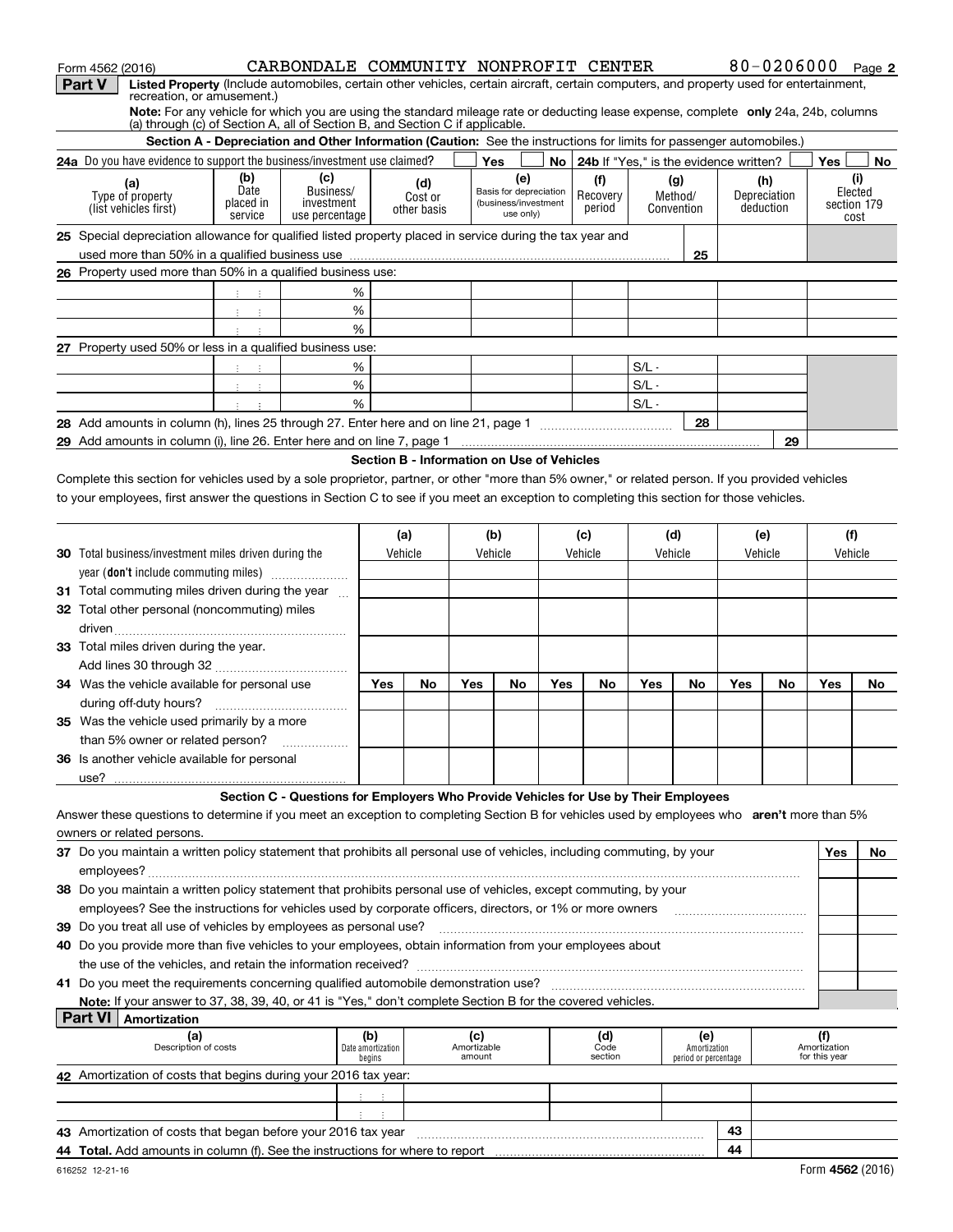Form 4562 (2016) CARBONDALE COMMUNITY NONPROFIT CENTER 80-0206000 Page 2

## Part V Listed Property (Include automobiles, certain other vehicles, certain aircraft, certain computers, and property used for entertainment, recreation, or amusement.)

**Note:** For any vehicle for which you are using the standard mileage rate or deducting lease expense, complete **only** 24a, 24b, columns (a) through (c) of Section A, all of Section B, and Section C if applicable.

### Section A - Depreciation and Other Information (Caution: See the instructions for limits for passenger automobiles.)

**24a** Do you have evidence to support the business/investment use claimed? Yes No | **24b** If "Yes," is the evidence written? Yes No

| (a) Type of property (list vehicles first) | (b) Date placed in service | (c) Business/ investment use percentage | (d) Cost or other basis | (e) Basis for depreciation (business/investment use only) | (f) Recovery period | (g) Method/ Convention | (h) Depreciation deduction | (i) Elected section 179 cost |
|---|---|---|---|---|---|---|---|---|
| **25** Special depreciation allowance for qualified listed property placed in service during the tax year and used more than 50% in a qualified business use | | | | | | 25 | | |
| **26** Property used more than 50% in a qualified business use: | | | | | | | | |
| | | % | | | | | | |
| | | % | | | | | | |
| | | % | | | | | | |
| **27** Property used 50% or less in a qualified business use: | | | | | | | | |
| | | % | | | | S/L - | | |
| | | % | | | | S/L - | | |
| | | % | | | | S/L - | | |
| **28** Add amounts in column (h), lines 25 through 27. Enter here and on line 21, page 1 | | | | | | 28 | | |
| **29** Add amounts in column (i), line 26. Enter here and on line 7, page 1 | | | | | | | 29 | |

### Section B - Information on Use of Vehicles

Complete this section for vehicles used by a sole proprietor, partner, or other "more than 5% owner," or related person. If you provided vehicles to your employees, first answer the questions in Section C to see if you meet an exception to completing this section for those vehicles.

| | (a) Vehicle | | (b) Vehicle | | (c) Vehicle | | (d) Vehicle | | (e) Vehicle | | (f) Vehicle | |
|---|---|---|---|---|---|---|---|---|---|---|---|---|
| **30** Total business/investment miles driven during the year (**don't** include commuting miles) | | | | | | | | | | | | |
| **31** Total commuting miles driven during the year | | | | | | | | | | | | |
| **32** Total other personal (noncommuting) miles driven | | | | | | | | | | | | |
| **33** Total miles driven during the year. Add lines 30 through 32 | | | | | | | | | | | | |
| | Yes | No | Yes | No | Yes | No | Yes | No | Yes | No | Yes | No |
| **34** Was the vehicle available for personal use during off-duty hours? | | | | | | | | | | | | |
| **35** Was the vehicle used primarily by a more than 5% owner or related person? | | | | | | | | | | | | |
| **36** Is another vehicle available for personal use? | | | | | | | | | | | | |

### Section C - Questions for Employers Who Provide Vehicles for Use by Their Employees

Answer these questions to determine if you meet an exception to completing Section B for vehicles used by employees who **aren't** more than 5% owners or related persons.

| | Yes | No |
|---|---|---|
| **37** Do you maintain a written policy statement that prohibits all personal use of vehicles, including commuting, by your employees? | | |
| **38** Do you maintain a written policy statement that prohibits personal use of vehicles, except commuting, by your employees? See the instructions for vehicles used by corporate officers, directors, or 1% or more owners | | |
| **39** Do you treat all use of vehicles by employees as personal use? | | |
| **40** Do you provide more than five vehicles to your employees, obtain information from your employees about the use of the vehicles, and retain the information received? | | |
| **41** Do you meet the requirements concerning qualified automobile demonstration use? | | |

**Note:** If your answer to 37, 38, 39, 40, or 41 is "Yes," don't complete Section B for the covered vehicles.

## Part VI Amortization

| (a) Description of costs | (b) Date amortization begins | (c) Amortizable amount | (d) Code section | (e) Amortization period or percentage | (f) Amortization for this year |
|---|---|---|---|---|---|
| **42** Amortization of costs that begins during your 2016 tax year: | | | | | |
| | | | | | |
| | | | | | |
| **43** Amortization of costs that began before your 2016 tax year | | | | 43 | |
| **44 Total.** Add amounts in column (f). See the instructions for where to report | | | | 44 | |

616252 12-21-16 Form **4562** (2016)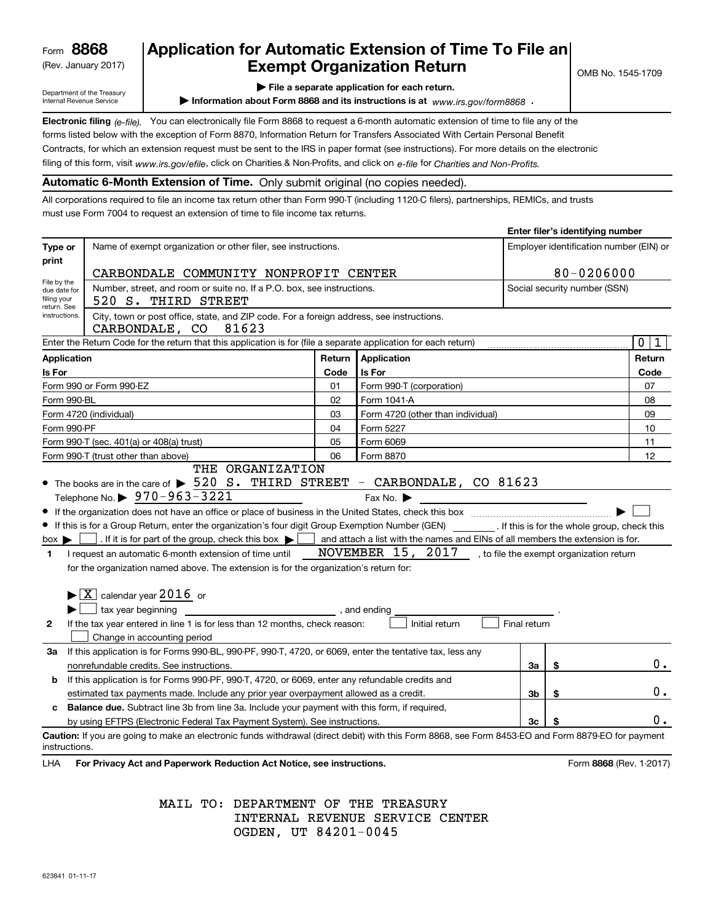Form **8868**
(Rev. January 2017)
Department of the Treasury
Internal Revenue Service

# Application for Automatic Extension of Time To File an Exempt Organization Return

OMB No. 1545-1709

▶ **File a separate application for each return.**
▶ **Information about Form 8868 and its instructions is at** *www.irs.gov/form8868* .

**Electronic filing** *(e-file).* You can electronically file Form 8868 to request a 6-month automatic extension of time to file any of the forms listed below with the exception of Form 8870, Information Return for Transfers Associated With Certain Personal Benefit Contracts, for which an extension request must be sent to the IRS in paper format (see instructions). For more details on the electronic filing of this form, visit *www.irs.gov/efile*, click on Charities & Non-Profits, and click on *e-file* for *Charities and Non-Profits.*

**Automatic 6-Month Extension of Time.** Only submit original (no copies needed).

All corporations required to file an income tax return other than Form 990-T (including 1120-C filers), partnerships, REMICs, and trusts must use Form 7004 to request an extension of time to file income tax returns.

**Enter filer's identifying number**

| | | |
|---|---|---|
| **Type or print** | Name of exempt organization or other filer, see instructions. CARBONDALE COMMUNITY NONPROFIT CENTER | Employer identification number (EIN) or 80-0206000 |
| File by the due date for filing your return. See instructions. | Number, street, and room or suite no. If a P.O. box, see instructions. 520 S. THIRD STREET | Social security number (SSN) |
| | City, town or post office, state, and ZIP code. For a foreign address, see instructions. CARBONDALE, CO 81623 | |

Enter the Return Code for the return that this application is for (file a separate application for each return) 0 1

| Application Is For | Return Code | Application Is For | Return Code |
|---|---|---|---|
| Form 990 or Form 990-EZ | 01 | Form 990-T (corporation) | 07 |
| Form 990-BL | 02 | Form 1041-A | 08 |
| Form 4720 (individual) | 03 | Form 4720 (other than individual) | 09 |
| Form 990-PF | 04 | Form 5227 | 10 |
| Form 990-T (sec. 401(a) or 408(a) trust) | 05 | Form 6069 | 11 |
| Form 990-T (trust other than above) | 06 | Form 8870 | 12 |

- The books are in the care of ▶ THE ORGANIZATION 520 S. THIRD STREET - CARBONDALE, CO 81623
  Telephone No. ▶ 970-963-3221 Fax No. ▶
- If the organization does not have an office or place of business in the United States, check this box ▶ ☐
- If this is for a Group Return, enter the organization's four digit Group Exemption Number (GEN) ________ . If this is for the whole group, check this box ▶ ☐ . If it is for part of the group, check this box ▶ ☐ and attach a list with the names and EINs of all members the extension is for.

**1** I request an automatic 6-month extension of time until NOVEMBER 15, 2017 , to file the exempt organization return for the organization named above. The extension is for the organization's return for:

▶ ☒ calendar year 2016 or
▶ ☐ tax year beginning ________________ , and ending ________________ .

**2** If the tax year entered in line 1 is for less than 12 months, check reason: ☐ Initial return ☐ Final return
☐ Change in accounting period

| | | | | |
|---|---|---|---|---|
| **3a** | If this application is for Forms 990-BL, 990-PF, 990-T, 4720, or 6069, enter the tentative tax, less any nonrefundable credits. See instructions. | 3a | $ | 0. |
| **b** | If this application is for Forms 990-PF, 990-T, 4720, or 6069, enter any refundable credits and estimated tax payments made. Include any prior year overpayment allowed as a credit. | 3b | $ | 0. |
| **c** | **Balance due.** Subtract line 3b from line 3a. Include your payment with this form, if required, by using EFTPS (Electronic Federal Tax Payment System). See instructions. | 3c | $ | 0. |

**Caution:** If you are going to make an electronic funds withdrawal (direct debit) with this Form 8868, see Form 8453-EO and Form 8879-EO for payment instructions.

LHA **For Privacy Act and Paperwork Reduction Act Notice, see instructions.** Form **8868** (Rev. 1-2017)

MAIL TO: DEPARTMENT OF THE TREASURY
INTERNAL REVENUE SERVICE CENTER
OGDEN, UT 84201-0045

623841 01-11-17